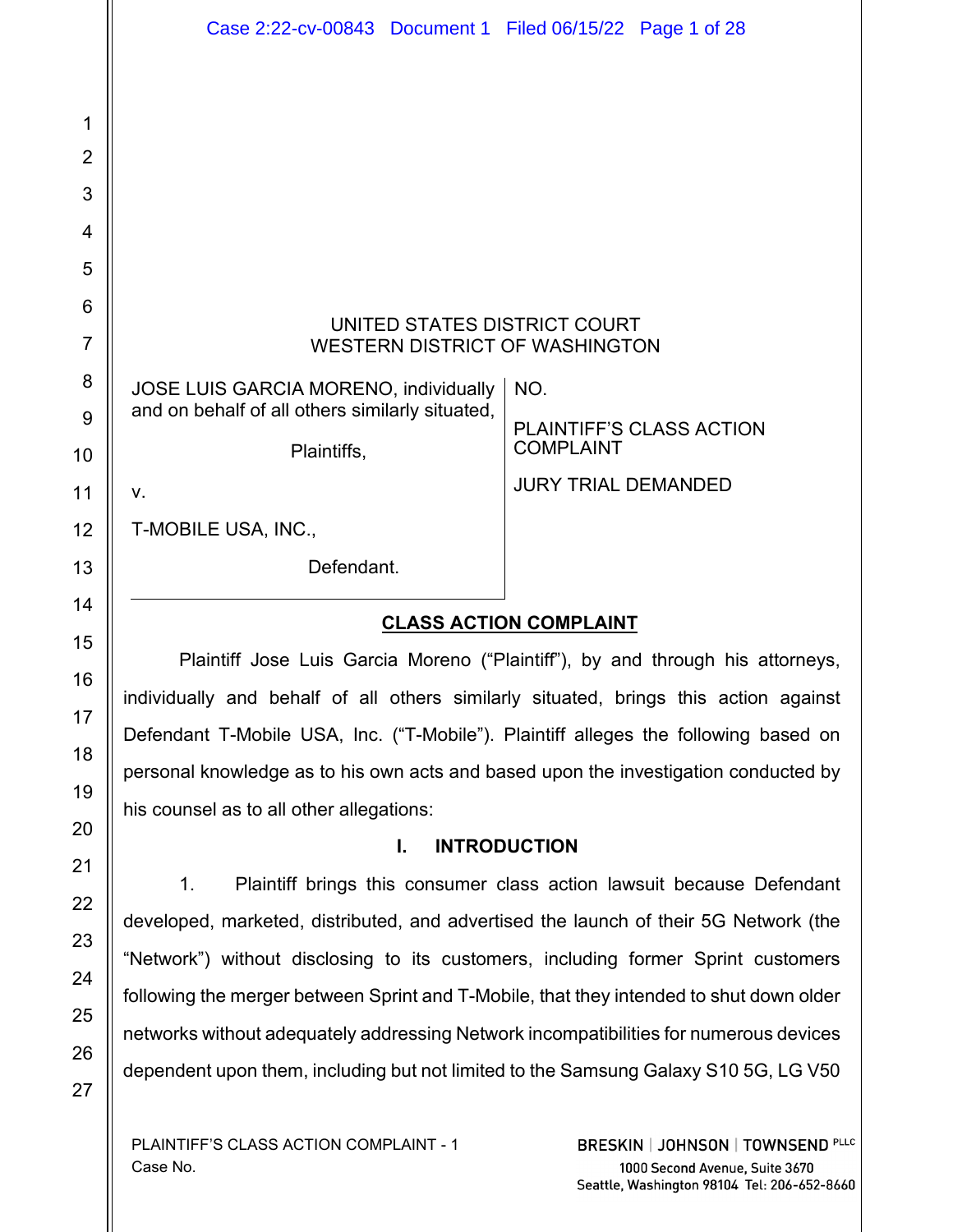UNITED STATES DISTRICT COURT
WESTERN DISTRICT OF WASHINGTON

| | |
|---|---|
| JOSE LUIS GARCIA MORENO, individually and on behalf of all others similarly situated,<br><br>Plaintiffs,<br><br>v.<br><br>T-MOBILE USA, INC.,<br><br>Defendant. | NO.<br><br>PLAINTIFF'S CLASS ACTION COMPLAINT<br><br>JURY TRIAL DEMANDED |

## CLASS ACTION COMPLAINT

Plaintiff Jose Luis Garcia Moreno ("Plaintiff"), by and through his attorneys, individually and behalf of all others similarly situated, brings this action against Defendant T-Mobile USA, Inc. ("T-Mobile"). Plaintiff alleges the following based on personal knowledge as to his own acts and based upon the investigation conducted by his counsel as to all other allegations:

### I. INTRODUCTION

1. Plaintiff brings this consumer class action lawsuit because Defendant developed, marketed, distributed, and advertised the launch of their 5G Network (the "Network") without disclosing to its customers, including former Sprint customers following the merger between Sprint and T-Mobile, that they intended to shut down older networks without adequately addressing Network incompatibilities for numerous devices dependent upon them, including but not limited to the Samsung Galaxy S10 5G, LG V50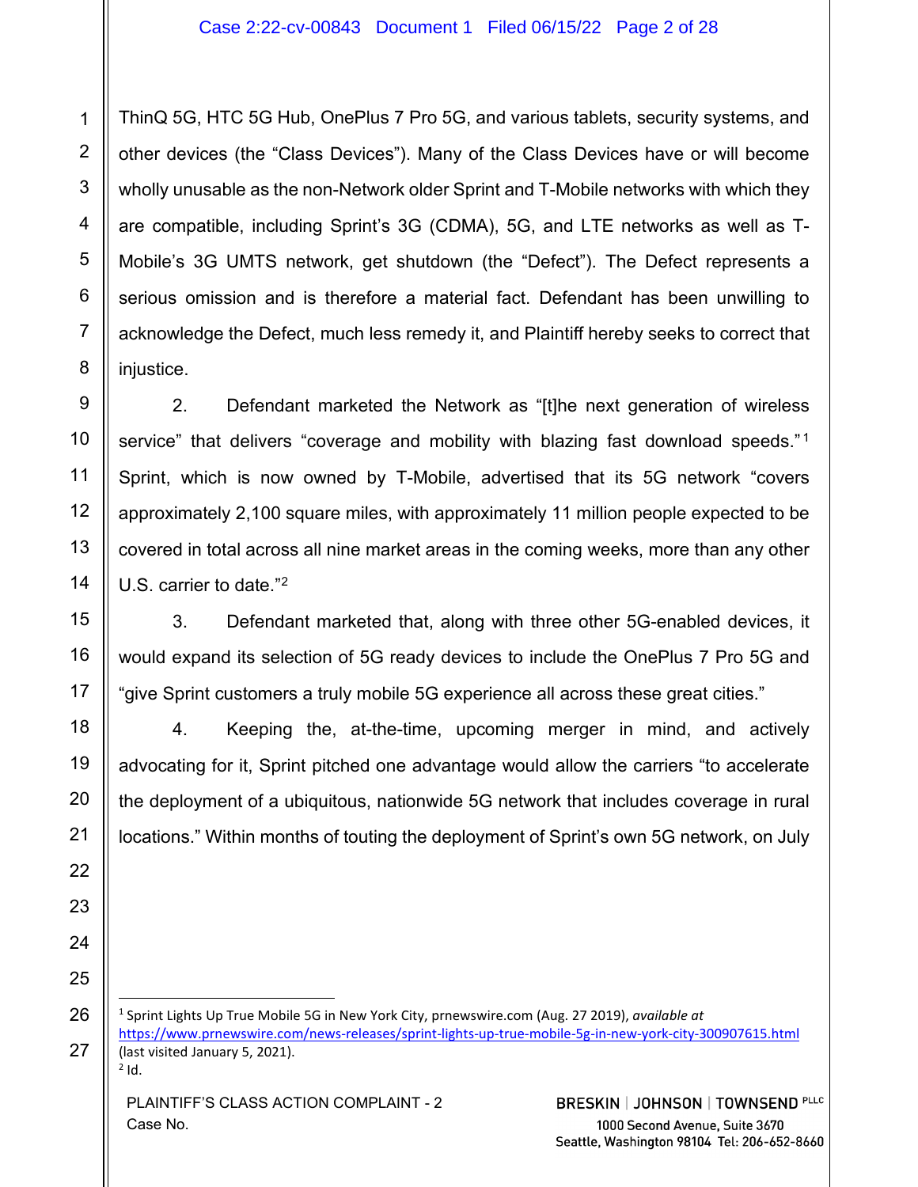ThinQ 5G, HTC 5G Hub, OnePlus 7 Pro 5G, and various tablets, security systems, and other devices (the "Class Devices"). Many of the Class Devices have or will become wholly unusable as the non-Network older Sprint and T-Mobile networks with which they are compatible, including Sprint's 3G (CDMA), 5G, and LTE networks as well as T-Mobile's 3G UMTS network, get shutdown (the "Defect"). The Defect represents a serious omission and is therefore a material fact. Defendant has been unwilling to acknowledge the Defect, much less remedy it, and Plaintiff hereby seeks to correct that injustice.

2. Defendant marketed the Network as "[t]he next generation of wireless service" that delivers "coverage and mobility with blazing fast download speeds."[1] Sprint, which is now owned by T-Mobile, advertised that its 5G network "covers approximately 2,100 square miles, with approximately 11 million people expected to be covered in total across all nine market areas in the coming weeks, more than any other U.S. carrier to date."[2]

3. Defendant marketed that, along with three other 5G-enabled devices, it would expand its selection of 5G ready devices to include the OnePlus 7 Pro 5G and "give Sprint customers a truly mobile 5G experience all across these great cities."

4. Keeping the, at-the-time, upcoming merger in mind, and actively advocating for it, Sprint pitched one advantage would allow the carriers "to accelerate the deployment of a ubiquitous, nationwide 5G network that includes coverage in rural locations." Within months of touting the deployment of Sprint's own 5G network, on July

---

[1] Sprint Lights Up True Mobile 5G in New York City, prnewswire.com (Aug. 27 2019), *available at* https://www.prnewswire.com/news-releases/sprint-lights-up-true-mobile-5g-in-new-york-city-300907615.html (last visited January 5, 2021).

[2] Id.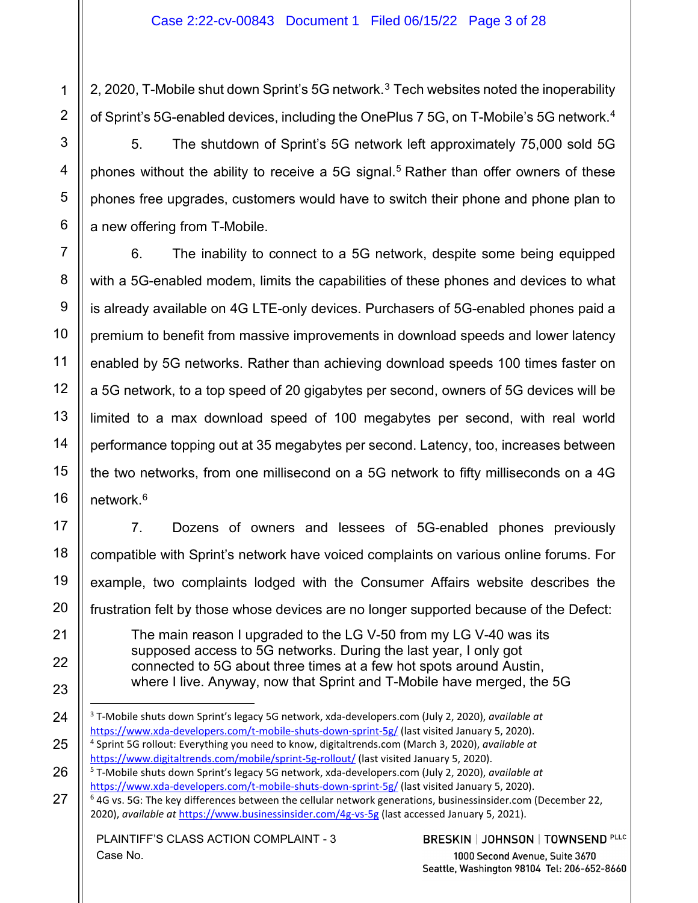2, 2020, T-Mobile shut down Sprint's 5G network.[3] Tech websites noted the inoperability of Sprint's 5G-enabled devices, including the OnePlus 7 5G, on T-Mobile's 5G network.[4]

5. The shutdown of Sprint's 5G network left approximately 75,000 sold 5G phones without the ability to receive a 5G signal.[5] Rather than offer owners of these phones free upgrades, customers would have to switch their phone and phone plan to a new offering from T-Mobile.

6. The inability to connect to a 5G network, despite some being equipped with a 5G-enabled modem, limits the capabilities of these phones and devices to what is already available on 4G LTE-only devices. Purchasers of 5G-enabled phones paid a premium to benefit from massive improvements in download speeds and lower latency enabled by 5G networks. Rather than achieving download speeds 100 times faster on a 5G network, to a top speed of 20 gigabytes per second, owners of 5G devices will be limited to a max download speed of 100 megabytes per second, with real world performance topping out at 35 megabytes per second. Latency, too, increases between the two networks, from one millisecond on a 5G network to fifty milliseconds on a 4G network.[6]

7. Dozens of owners and lessees of 5G-enabled phones previously compatible with Sprint's network have voiced complaints on various online forums. For example, two complaints lodged with the Consumer Affairs website describes the frustration felt by those whose devices are no longer supported because of the Defect:

> The main reason I upgraded to the LG V-50 from my LG V-40 was its supposed access to 5G networks. During the last year, I only got connected to 5G about three times at a few hot spots around Austin, where I live. Anyway, now that Sprint and T-Mobile have merged, the 5G

---

[3] T-Mobile shuts down Sprint's legacy 5G network, xda-developers.com (July 2, 2020), *available at* https://www.xda-developers.com/t-mobile-shuts-down-sprint-5g/ (last visited January 5, 2020).

[4] Sprint 5G rollout: Everything you need to know, digitaltrends.com (March 3, 2020), *available at* https://www.digitaltrends.com/mobile/sprint-5g-rollout/ (last visited January 5, 2020).

[5] T-Mobile shuts down Sprint's legacy 5G network, xda-developers.com (July 2, 2020), *available at* https://www.xda-developers.com/t-mobile-shuts-down-sprint-5g/ (last visited January 5, 2020).

[6] 4G vs. 5G: The key differences between the cellular network generations, businessinsider.com (December 22, 2020), *available at* https://www.businessinsider.com/4g-vs-5g (last accessed January 5, 2021).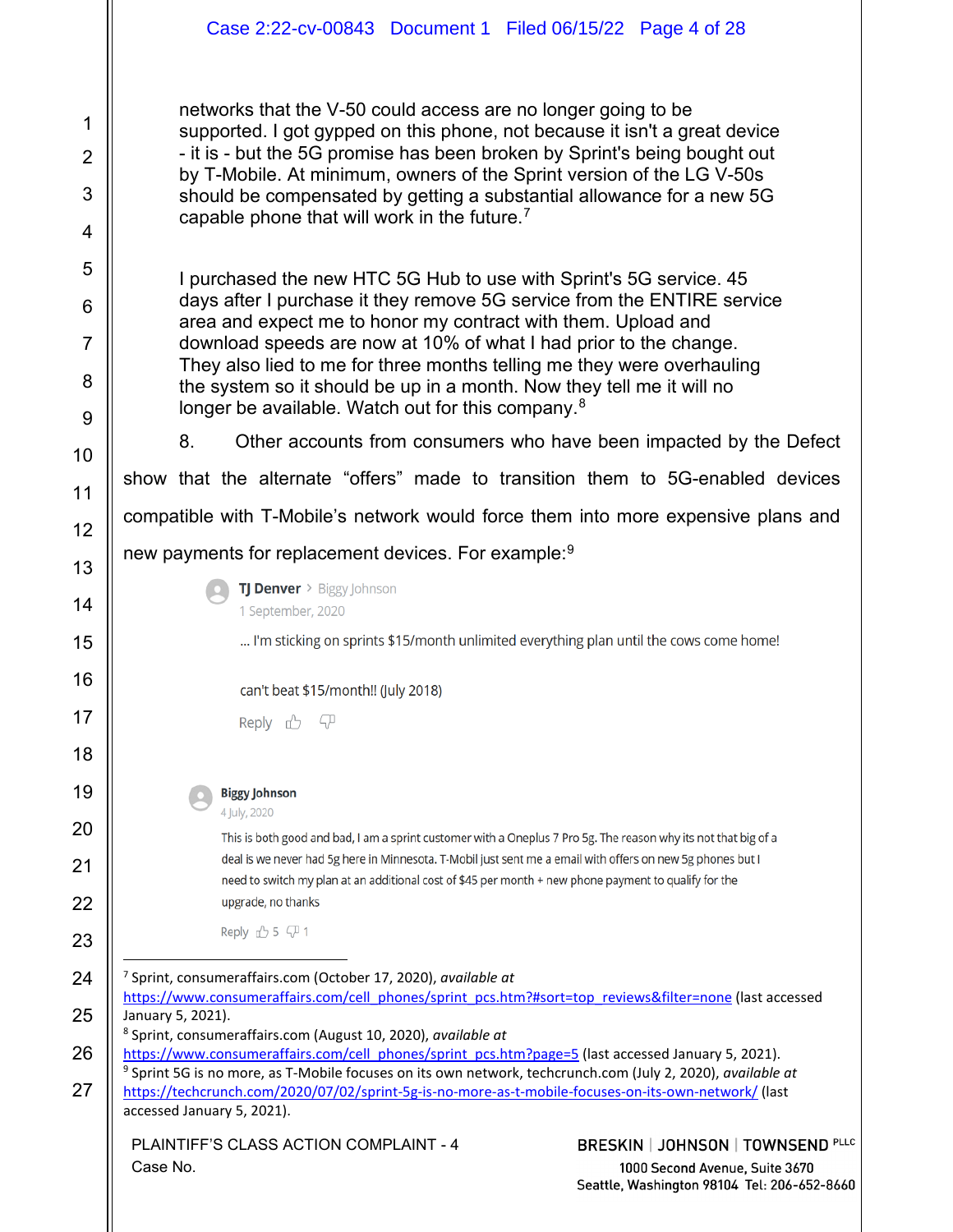> networks that the V-50 could access are no longer going to be supported. I got gypped on this phone, not because it isn't a great device - it is - but the 5G promise has been broken by Sprint's being bought out by T-Mobile. At minimum, owners of the Sprint version of the LG V-50s should be compensated by getting a substantial allowance for a new 5G capable phone that will work in the future.[7]

> I purchased the new HTC 5G Hub to use with Sprint's 5G service. 45 days after I purchase it they remove 5G service from the ENTIRE service area and expect me to honor my contract with them. Upload and download speeds are now at 10% of what I had prior to the change. They also lied to me for three months telling me they were overhauling the system so it should be up in a month. Now they tell me it will no longer be available. Watch out for this company.[8]

8. Other accounts from consumers who have been impacted by the Defect show that the alternate "offers" made to transition them to 5G-enabled devices compatible with T-Mobile's network would force them into more expensive plans and new payments for replacement devices. For example:[9]

> **TJ Denver** > Biggy Johnson
> 1 September, 2020
>
> ... I'm sticking on sprints $15/month unlimited everything plan until the cows come home!
>
> can't beat $15/month!! (July 2018)
>
> Reply

> **Biggy Johnson**
> 4 July, 2020
>
> This is both good and bad, I am a sprint customer with a Oneplus 7 Pro 5g. The reason why its not that big of a deal is we never had 5g here in Minnesota. T-Mobil just sent me a email with offers on new 5g phones but I need to switch my plan at an additional cost of $45 per month + new phone payment to qualify for the upgrade, no thanks
>
> Reply 5 1

---

[7] Sprint, consumeraffairs.com (October 17, 2020), *available at* https://www.consumeraffairs.com/cell_phones/sprint_pcs.htm?#sort=top_reviews&filter=none (last accessed January 5, 2021).

[8] Sprint, consumeraffairs.com (August 10, 2020), *available at* https://www.consumeraffairs.com/cell_phones/sprint_pcs.htm?page=5 (last accessed January 5, 2021).

[9] Sprint 5G is no more, as T-Mobile focuses on its own network, techcrunch.com (July 2, 2020), *available at* https://techcrunch.com/2020/07/02/sprint-5g-is-no-more-as-t-mobile-focuses-on-its-own-network/ (last accessed January 5, 2021).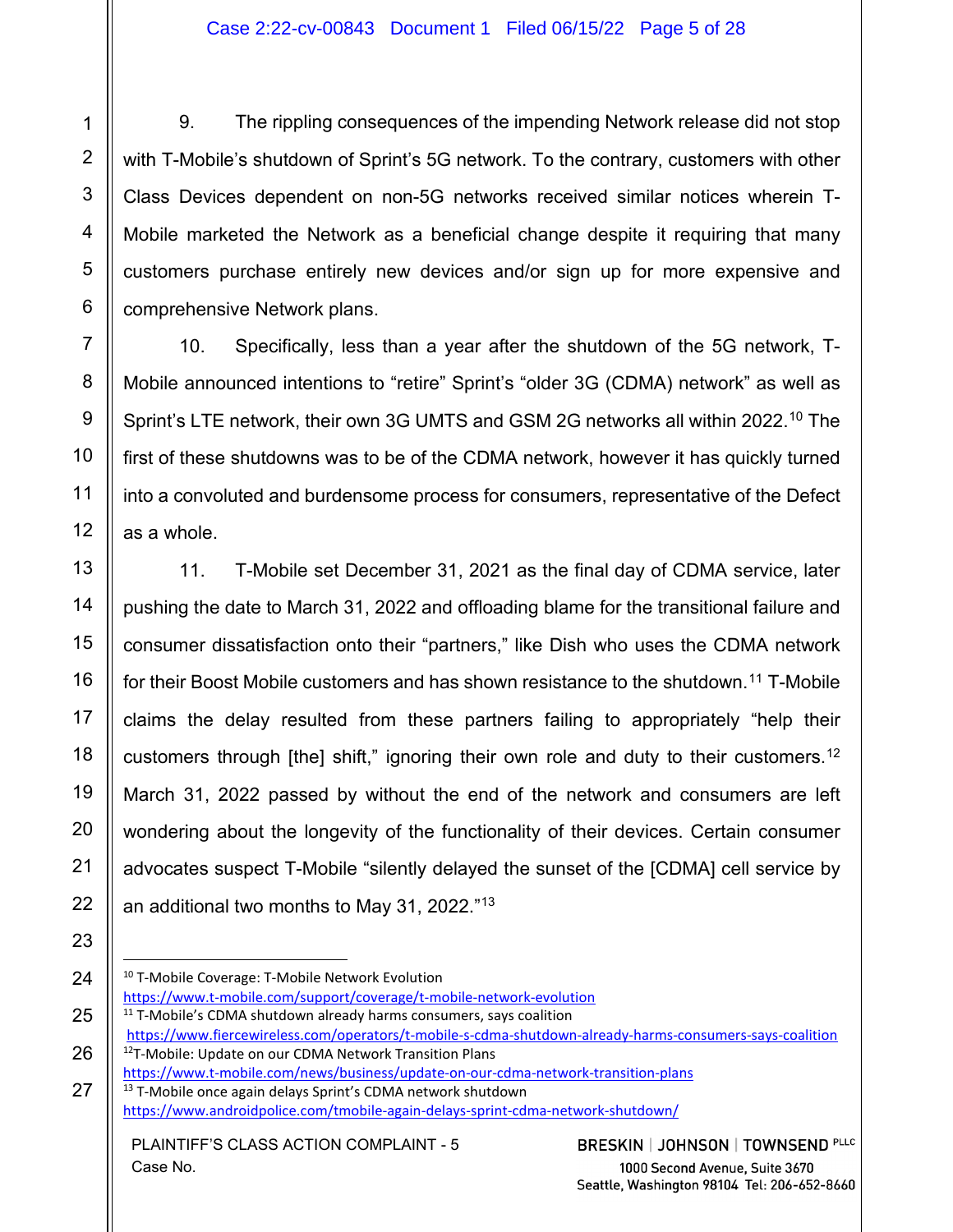9. The rippling consequences of the impending Network release did not stop with T-Mobile's shutdown of Sprint's 5G network. To the contrary, customers with other Class Devices dependent on non-5G networks received similar notices wherein T-Mobile marketed the Network as a beneficial change despite it requiring that many customers purchase entirely new devices and/or sign up for more expensive and comprehensive Network plans.

10. Specifically, less than a year after the shutdown of the 5G network, T-Mobile announced intentions to "retire" Sprint's "older 3G (CDMA) network" as well as Sprint's LTE network, their own 3G UMTS and GSM 2G networks all within 2022.[10] The first of these shutdowns was to be of the CDMA network, however it has quickly turned into a convoluted and burdensome process for consumers, representative of the Defect as a whole.

11. T-Mobile set December 31, 2021 as the final day of CDMA service, later pushing the date to March 31, 2022 and offloading blame for the transitional failure and consumer dissatisfaction onto their "partners," like Dish who uses the CDMA network for their Boost Mobile customers and has shown resistance to the shutdown.[11] T-Mobile claims the delay resulted from these partners failing to appropriately "help their customers through [the] shift," ignoring their own role and duty to their customers.[12] March 31, 2022 passed by without the end of the network and consumers are left wondering about the longevity of the functionality of their devices. Certain consumer advocates suspect T-Mobile "silently delayed the sunset of the [CDMA] cell service by an additional two months to May 31, 2022."[13]

---

[10] T-Mobile Coverage: T-Mobile Network Evolution https://www.t-mobile.com/support/coverage/t-mobile-network-evolution

[11] T-Mobile's CDMA shutdown already harms consumers, says coalition https://www.fiercewireless.com/operators/t-mobile-s-cdma-shutdown-already-harms-consumers-says-coalition

[12] T-Mobile: Update on our CDMA Network Transition Plans https://www.t-mobile.com/news/business/update-on-our-cdma-network-transition-plans

[13] T-Mobile once again delays Sprint's CDMA network shutdown https://www.androidpolice.com/tmobile-again-delays-sprint-cdma-network-shutdown/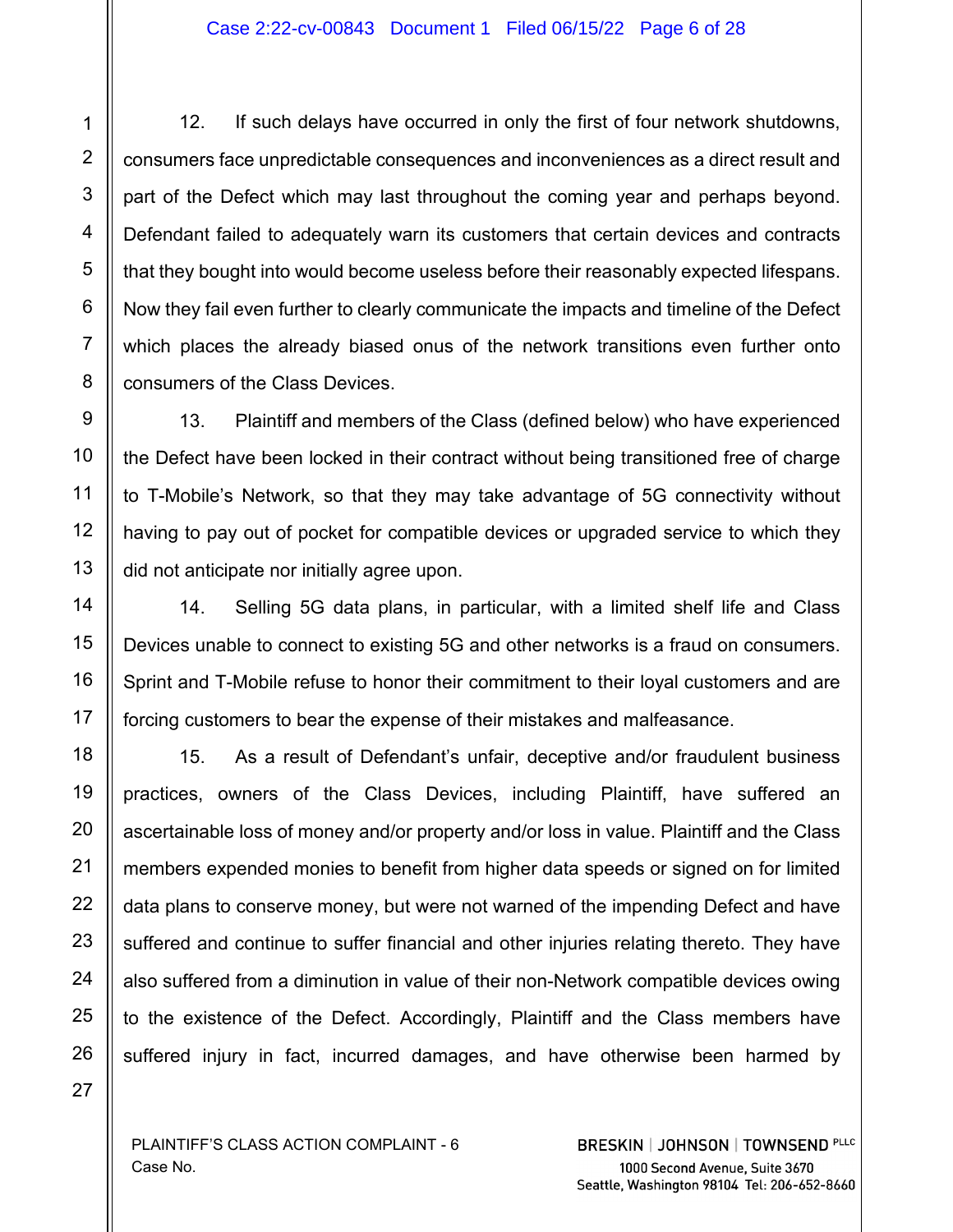12. If such delays have occurred in only the first of four network shutdowns, consumers face unpredictable consequences and inconveniences as a direct result and part of the Defect which may last throughout the coming year and perhaps beyond. Defendant failed to adequately warn its customers that certain devices and contracts that they bought into would become useless before their reasonably expected lifespans. Now they fail even further to clearly communicate the impacts and timeline of the Defect which places the already biased onus of the network transitions even further onto consumers of the Class Devices.

13. Plaintiff and members of the Class (defined below) who have experienced the Defect have been locked in their contract without being transitioned free of charge to T-Mobile's Network, so that they may take advantage of 5G connectivity without having to pay out of pocket for compatible devices or upgraded service to which they did not anticipate nor initially agree upon.

14. Selling 5G data plans, in particular, with a limited shelf life and Class Devices unable to connect to existing 5G and other networks is a fraud on consumers. Sprint and T-Mobile refuse to honor their commitment to their loyal customers and are forcing customers to bear the expense of their mistakes and malfeasance.

15. As a result of Defendant's unfair, deceptive and/or fraudulent business practices, owners of the Class Devices, including Plaintiff, have suffered an ascertainable loss of money and/or property and/or loss in value. Plaintiff and the Class members expended monies to benefit from higher data speeds or signed on for limited data plans to conserve money, but were not warned of the impending Defect and have suffered and continue to suffer financial and other injuries relating thereto. They have also suffered from a diminution in value of their non-Network compatible devices owing to the existence of the Defect. Accordingly, Plaintiff and the Class members have suffered injury in fact, incurred damages, and have otherwise been harmed by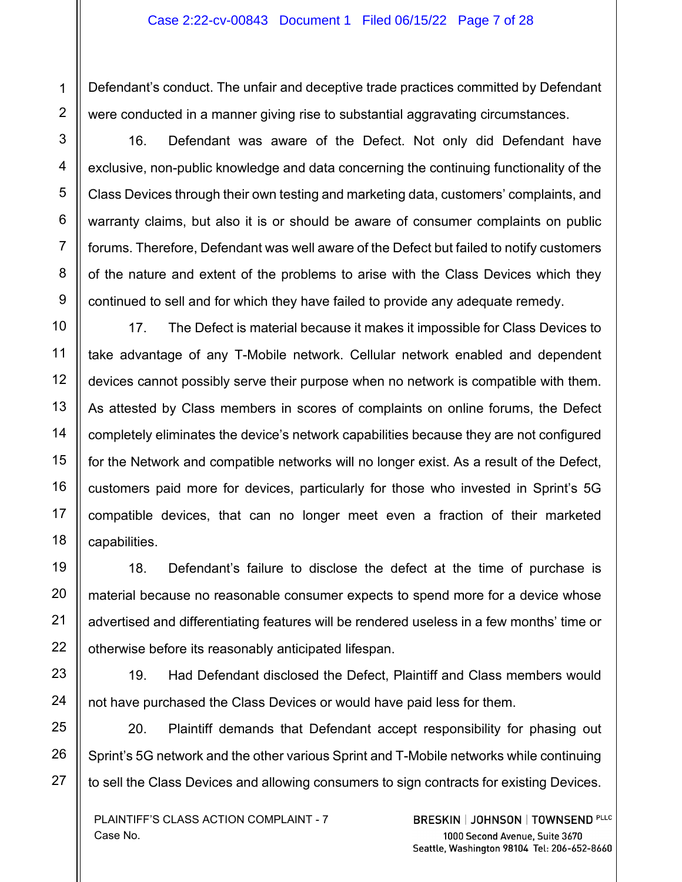Defendant's conduct. The unfair and deceptive trade practices committed by Defendant were conducted in a manner giving rise to substantial aggravating circumstances.

16. Defendant was aware of the Defect. Not only did Defendant have exclusive, non-public knowledge and data concerning the continuing functionality of the Class Devices through their own testing and marketing data, customers' complaints, and warranty claims, but also it is or should be aware of consumer complaints on public forums. Therefore, Defendant was well aware of the Defect but failed to notify customers of the nature and extent of the problems to arise with the Class Devices which they continued to sell and for which they have failed to provide any adequate remedy.

17. The Defect is material because it makes it impossible for Class Devices to take advantage of any T-Mobile network. Cellular network enabled and dependent devices cannot possibly serve their purpose when no network is compatible with them. As attested by Class members in scores of complaints on online forums, the Defect completely eliminates the device's network capabilities because they are not configured for the Network and compatible networks will no longer exist. As a result of the Defect, customers paid more for devices, particularly for those who invested in Sprint's 5G compatible devices, that can no longer meet even a fraction of their marketed capabilities.

18. Defendant's failure to disclose the defect at the time of purchase is material because no reasonable consumer expects to spend more for a device whose advertised and differentiating features will be rendered useless in a few months' time or otherwise before its reasonably anticipated lifespan.

19. Had Defendant disclosed the Defect, Plaintiff and Class members would not have purchased the Class Devices or would have paid less for them.

20. Plaintiff demands that Defendant accept responsibility for phasing out Sprint's 5G network and the other various Sprint and T-Mobile networks while continuing to sell the Class Devices and allowing consumers to sign contracts for existing Devices.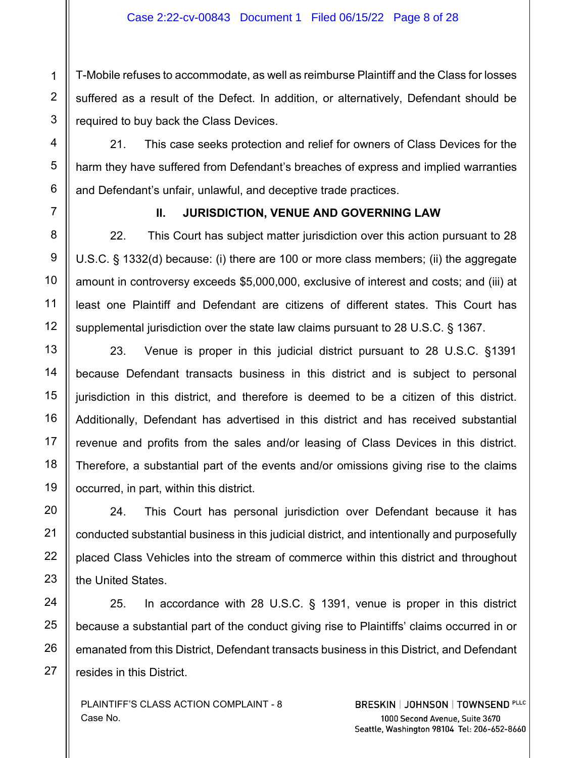T-Mobile refuses to accommodate, as well as reimburse Plaintiff and the Class for losses suffered as a result of the Defect. In addition, or alternatively, Defendant should be required to buy back the Class Devices.

21. This case seeks protection and relief for owners of Class Devices for the harm they have suffered from Defendant's breaches of express and implied warranties and Defendant's unfair, unlawful, and deceptive trade practices.

## II. JURISDICTION, VENUE AND GOVERNING LAW

22. This Court has subject matter jurisdiction over this action pursuant to 28 U.S.C. § 1332(d) because: (i) there are 100 or more class members; (ii) the aggregate amount in controversy exceeds $5,000,000, exclusive of interest and costs; and (iii) at least one Plaintiff and Defendant are citizens of different states. This Court has supplemental jurisdiction over the state law claims pursuant to 28 U.S.C. § 1367.

23. Venue is proper in this judicial district pursuant to 28 U.S.C. §1391 because Defendant transacts business in this district and is subject to personal jurisdiction in this district, and therefore is deemed to be a citizen of this district. Additionally, Defendant has advertised in this district and has received substantial revenue and profits from the sales and/or leasing of Class Devices in this district. Therefore, a substantial part of the events and/or omissions giving rise to the claims occurred, in part, within this district.

24. This Court has personal jurisdiction over Defendant because it has conducted substantial business in this judicial district, and intentionally and purposefully placed Class Vehicles into the stream of commerce within this district and throughout the United States.

25. In accordance with 28 U.S.C. § 1391, venue is proper in this district because a substantial part of the conduct giving rise to Plaintiffs' claims occurred in or emanated from this District, Defendant transacts business in this District, and Defendant resides in this District.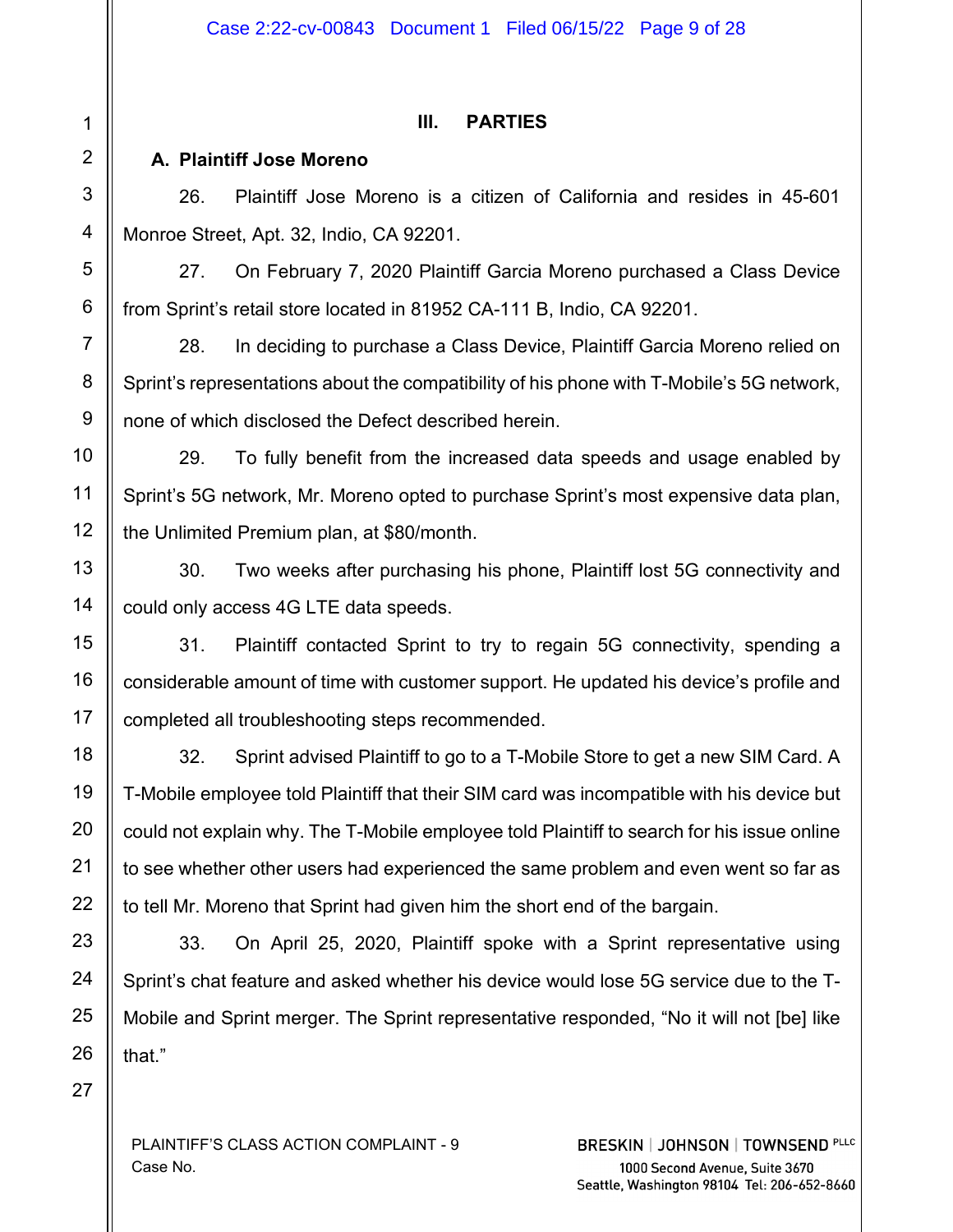## III. PARTIES

### A. Plaintiff Jose Moreno

26. Plaintiff Jose Moreno is a citizen of California and resides in 45-601 Monroe Street, Apt. 32, Indio, CA 92201.

27. On February 7, 2020 Plaintiff Garcia Moreno purchased a Class Device from Sprint's retail store located in 81952 CA-111 B, Indio, CA 92201.

28. In deciding to purchase a Class Device, Plaintiff Garcia Moreno relied on Sprint's representations about the compatibility of his phone with T-Mobile's 5G network, none of which disclosed the Defect described herein.

29. To fully benefit from the increased data speeds and usage enabled by Sprint's 5G network, Mr. Moreno opted to purchase Sprint's most expensive data plan, the Unlimited Premium plan, at $80/month.

30. Two weeks after purchasing his phone, Plaintiff lost 5G connectivity and could only access 4G LTE data speeds.

31. Plaintiff contacted Sprint to try to regain 5G connectivity, spending a considerable amount of time with customer support. He updated his device's profile and completed all troubleshooting steps recommended.

32. Sprint advised Plaintiff to go to a T-Mobile Store to get a new SIM Card. A T-Mobile employee told Plaintiff that their SIM card was incompatible with his device but could not explain why. The T-Mobile employee told Plaintiff to search for his issue online to see whether other users had experienced the same problem and even went so far as to tell Mr. Moreno that Sprint had given him the short end of the bargain.

33. On April 25, 2020, Plaintiff spoke with a Sprint representative using Sprint's chat feature and asked whether his device would lose 5G service due to the T-Mobile and Sprint merger. The Sprint representative responded, "No it will not [be] like that."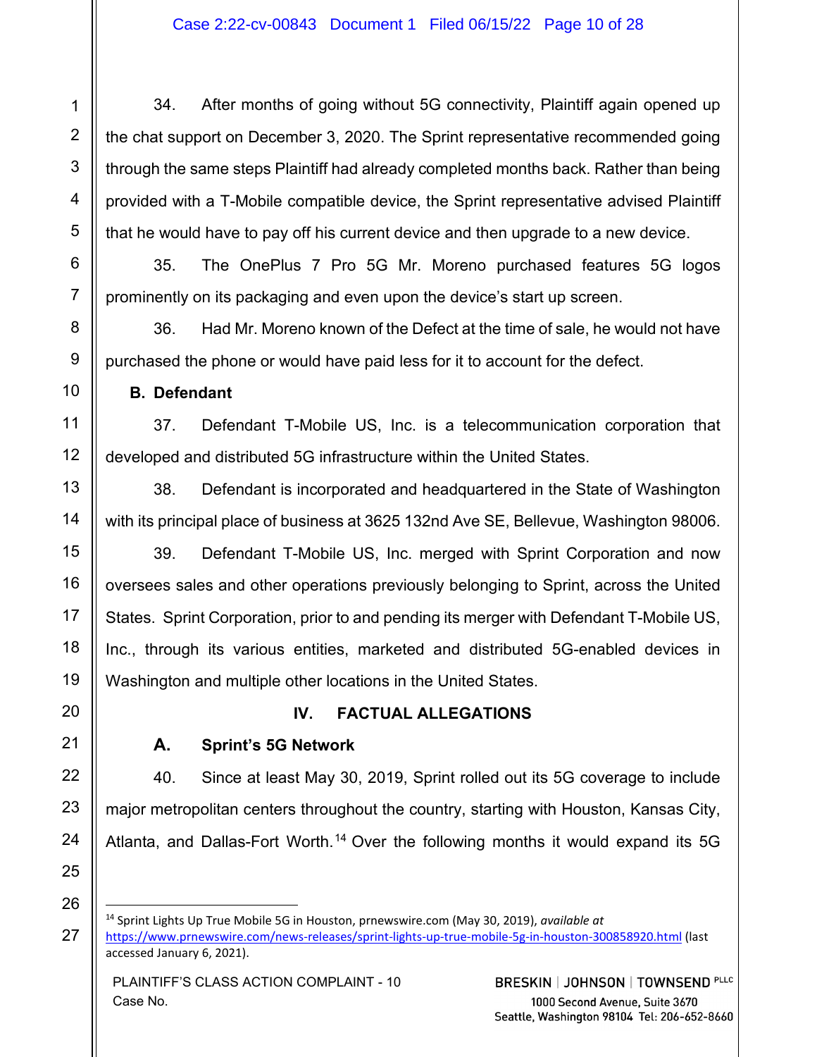34. After months of going without 5G connectivity, Plaintiff again opened up the chat support on December 3, 2020. The Sprint representative recommended going through the same steps Plaintiff had already completed months back. Rather than being provided with a T-Mobile compatible device, the Sprint representative advised Plaintiff that he would have to pay off his current device and then upgrade to a new device.

35. The OnePlus 7 Pro 5G Mr. Moreno purchased features 5G logos prominently on its packaging and even upon the device's start up screen.

36. Had Mr. Moreno known of the Defect at the time of sale, he would not have purchased the phone or would have paid less for it to account for the defect.

**B. Defendant**

37. Defendant T-Mobile US, Inc. is a telecommunication corporation that developed and distributed 5G infrastructure within the United States.

38. Defendant is incorporated and headquartered in the State of Washington with its principal place of business at 3625 132nd Ave SE, Bellevue, Washington 98006.

39. Defendant T-Mobile US, Inc. merged with Sprint Corporation and now oversees sales and other operations previously belonging to Sprint, across the United States. Sprint Corporation, prior to and pending its merger with Defendant T-Mobile US, Inc., through its various entities, marketed and distributed 5G-enabled devices in Washington and multiple other locations in the United States.

## IV. FACTUAL ALLEGATIONS

### A. Sprint's 5G Network

40. Since at least May 30, 2019, Sprint rolled out its 5G coverage to include major metropolitan centers throughout the country, starting with Houston, Kansas City, Atlanta, and Dallas-Fort Worth.[14] Over the following months it would expand its 5G

---

[14] Sprint Lights Up True Mobile 5G in Houston, prnewswire.com (May 30, 2019), *available at* https://www.prnewswire.com/news-releases/sprint-lights-up-true-mobile-5g-in-houston-300858920.html (last accessed January 6, 2021).

PLAINTIFF'S CLASS ACTION COMPLAINT - 10
Case No.

BRESKIN | JOHNSON | TOWNSEND PLLC
1000 Second Avenue, Suite 3670
Seattle, Washington 98104 Tel: 206-652-8660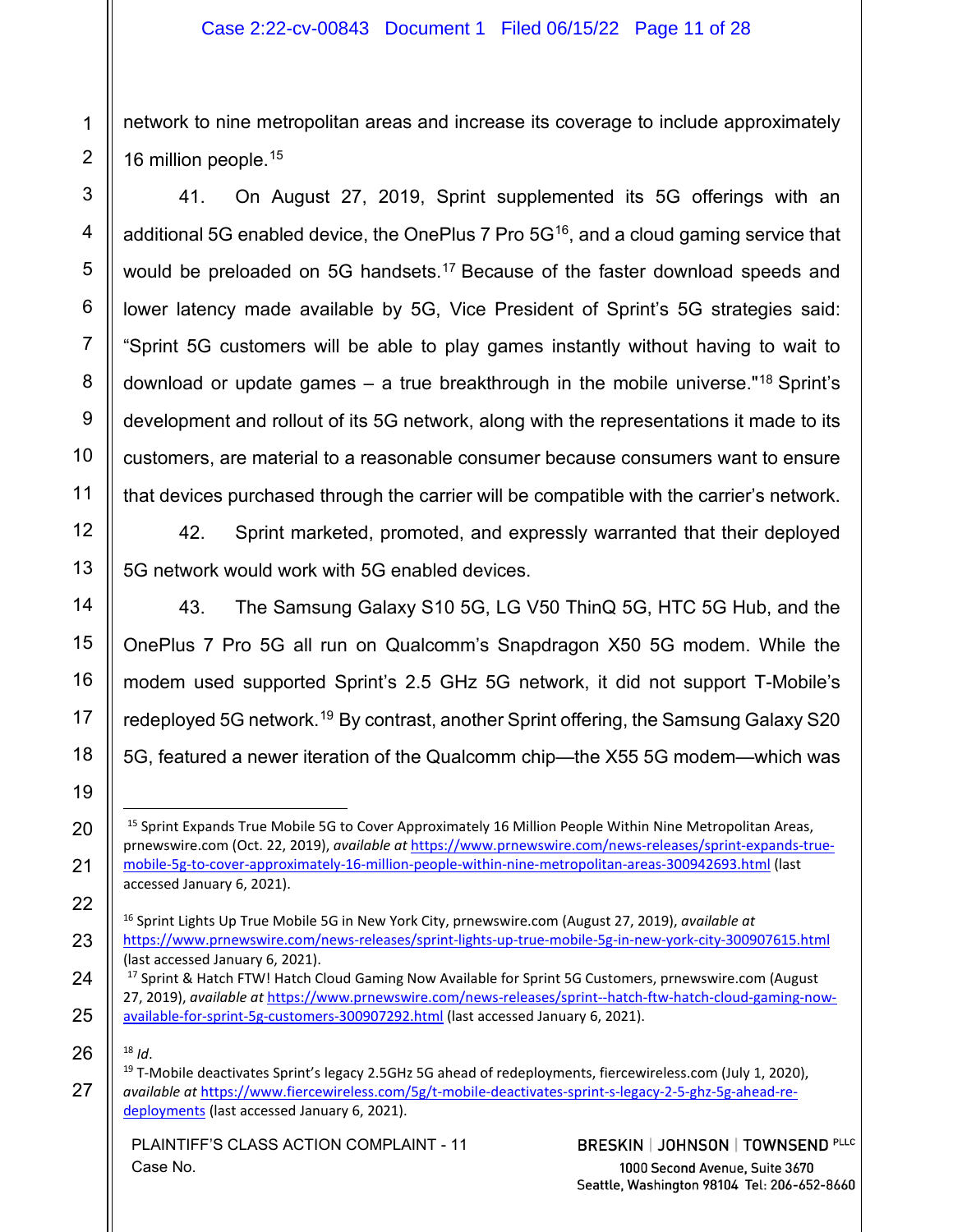network to nine metropolitan areas and increase its coverage to include approximately 16 million people.[15]

41. On August 27, 2019, Sprint supplemented its 5G offerings with an additional 5G enabled device, the OnePlus 7 Pro 5G[16], and a cloud gaming service that would be preloaded on 5G handsets.[17] Because of the faster download speeds and lower latency made available by 5G, Vice President of Sprint's 5G strategies said: "Sprint 5G customers will be able to play games instantly without having to wait to download or update games – a true breakthrough in the mobile universe."[18] Sprint's development and rollout of its 5G network, along with the representations it made to its customers, are material to a reasonable consumer because consumers want to ensure that devices purchased through the carrier will be compatible with the carrier's network.

42. Sprint marketed, promoted, and expressly warranted that their deployed 5G network would work with 5G enabled devices.

43. The Samsung Galaxy S10 5G, LG V50 ThinQ 5G, HTC 5G Hub, and the OnePlus 7 Pro 5G all run on Qualcomm's Snapdragon X50 5G modem. While the modem used supported Sprint's 2.5 GHz 5G network, it did not support T-Mobile's redeployed 5G network.[19] By contrast, another Sprint offering, the Samsung Galaxy S20 5G, featured a newer iteration of the Qualcomm chip—the X55 5G modem—which was

---

[15] Sprint Expands True Mobile 5G to Cover Approximately 16 Million People Within Nine Metropolitan Areas, prnewswire.com (Oct. 22, 2019), *available at* https://www.prnewswire.com/news-releases/sprint-expands-true-mobile-5g-to-cover-approximately-16-million-people-within-nine-metropolitan-areas-300942693.html (last accessed January 6, 2021).

[16] Sprint Lights Up True Mobile 5G in New York City, prnewswire.com (August 27, 2019), *available at* https://www.prnewswire.com/news-releases/sprint-lights-up-true-mobile-5g-in-new-york-city-300907615.html (last accessed January 6, 2021).

[17] Sprint & Hatch FTW! Hatch Cloud Gaming Now Available for Sprint 5G Customers, prnewswire.com (August 27, 2019), *available at* https://www.prnewswire.com/news-releases/sprint--hatch-ftw-hatch-cloud-gaming-now-available-for-sprint-5g-customers-300907292.html (last accessed January 6, 2021).

[18] *Id*.

[19] T-Mobile deactivates Sprint's legacy 2.5GHz 5G ahead of redeployments, fiercewireless.com (July 1, 2020), *available at* https://www.fiercewireless.com/5g/t-mobile-deactivates-sprint-s-legacy-2-5-ghz-5g-ahead-re-deployments (last accessed January 6, 2021).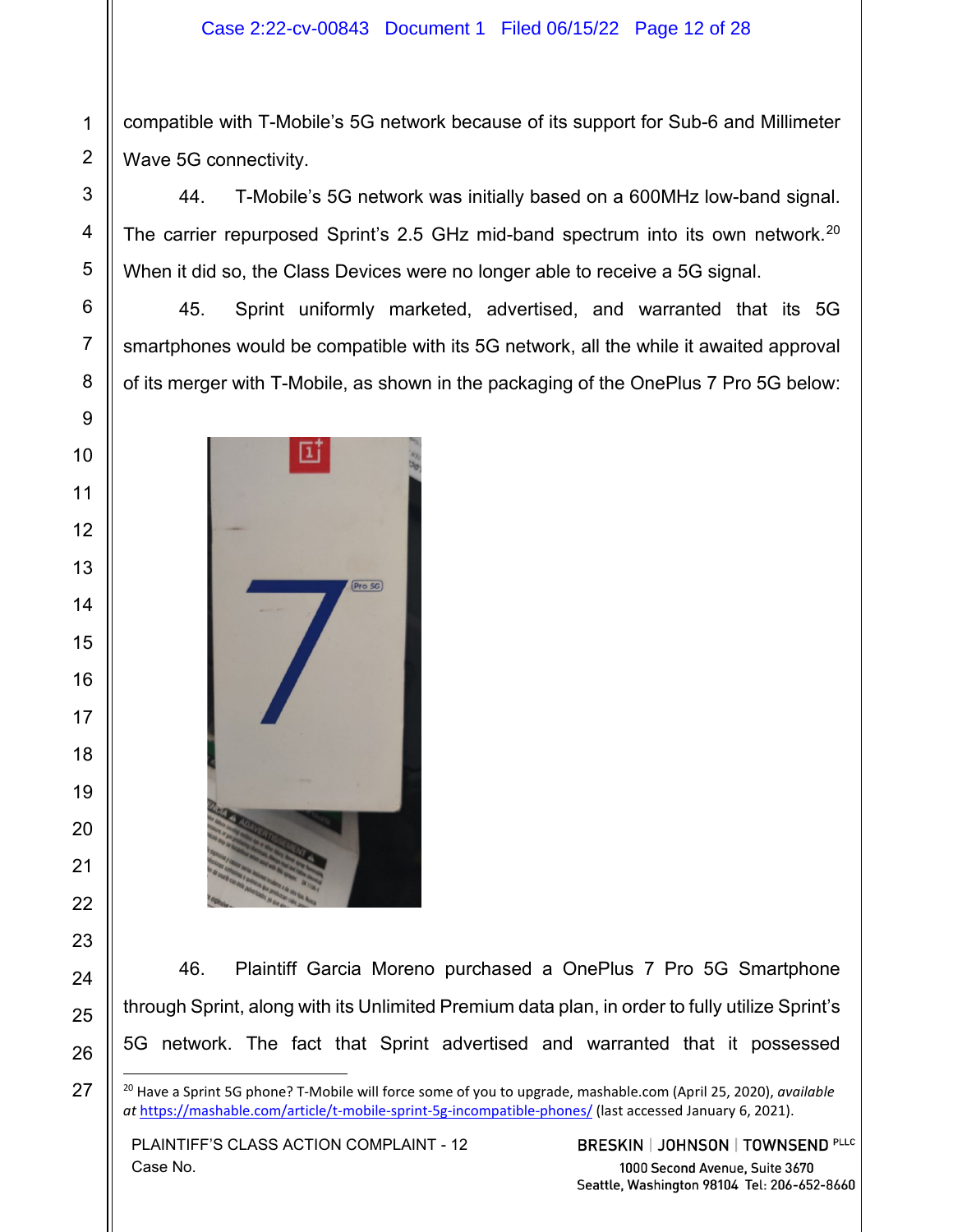compatible with T-Mobile's 5G network because of its support for Sub-6 and Millimeter Wave 5G connectivity.

44. T-Mobile's 5G network was initially based on a 600MHz low-band signal. The carrier repurposed Sprint's 2.5 GHz mid-band spectrum into its own network.[20] When it did so, the Class Devices were no longer able to receive a 5G signal.

45. Sprint uniformly marketed, advertised, and warranted that its 5G smartphones would be compatible with its 5G network, all the while it awaited approval of its merger with T-Mobile, as shown in the packaging of the OnePlus 7 Pro 5G below:

46. Plaintiff Garcia Moreno purchased a OnePlus 7 Pro 5G Smartphone through Sprint, along with its Unlimited Premium data plan, in order to fully utilize Sprint's 5G network. The fact that Sprint advertised and warranted that it possessed

---

[20] Have a Sprint 5G phone? T-Mobile will force some of you to upgrade, mashable.com (April 25, 2020), *available at* https://mashable.com/article/t-mobile-sprint-5g-incompatible-phones/ (last accessed January 6, 2021).

PLAINTIFF'S CLASS ACTION COMPLAINT - 12
Case No.

BRESKIN | JOHNSON | TOWNSEND PLLC
1000 Second Avenue, Suite 3670
Seattle, Washington 98104 Tel: 206-652-8660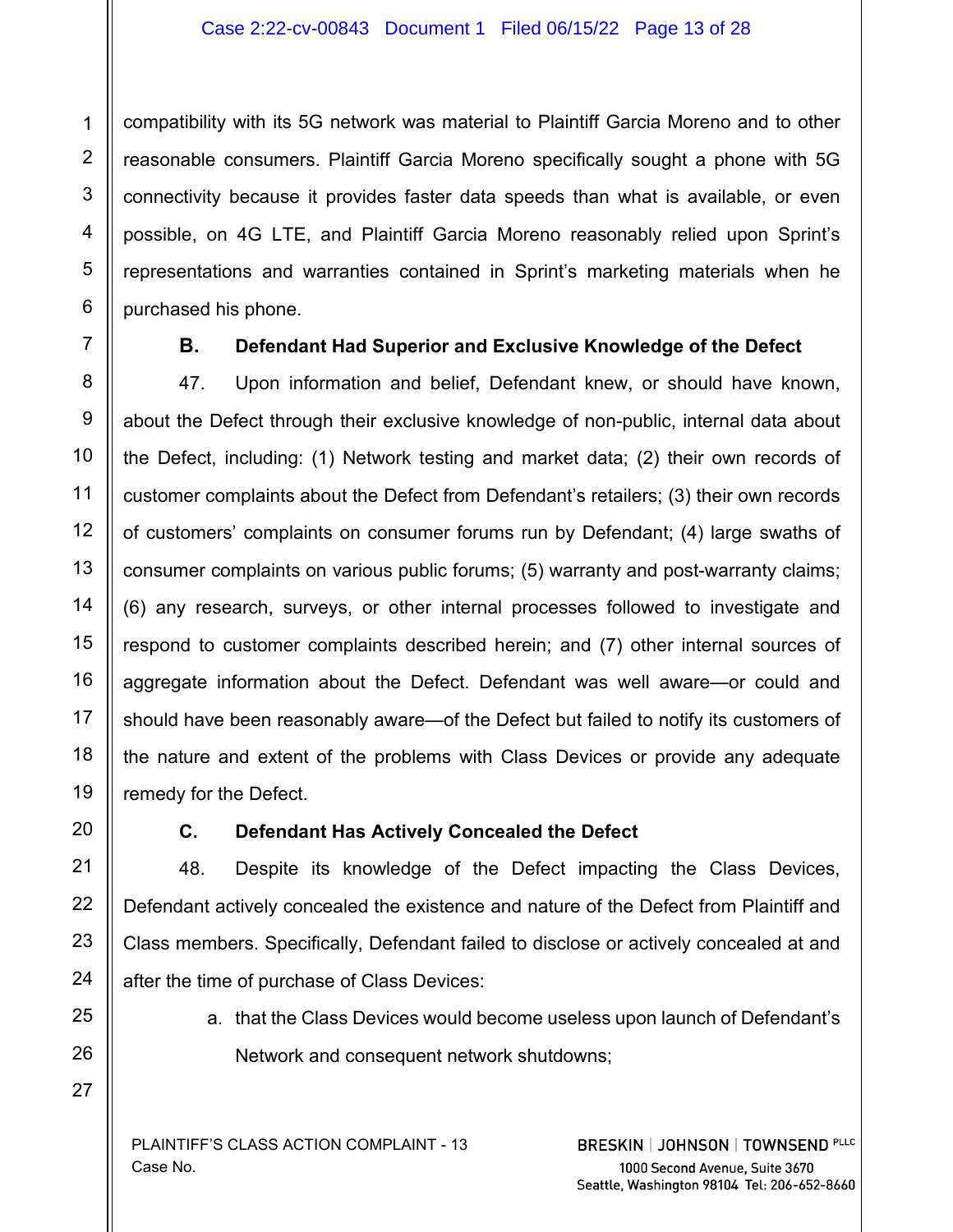compatibility with its 5G network was material to Plaintiff Garcia Moreno and to other reasonable consumers. Plaintiff Garcia Moreno specifically sought a phone with 5G connectivity because it provides faster data speeds than what is available, or even possible, on 4G LTE, and Plaintiff Garcia Moreno reasonably relied upon Sprint's representations and warranties contained in Sprint's marketing materials when he purchased his phone.

### B. Defendant Had Superior and Exclusive Knowledge of the Defect

47. Upon information and belief, Defendant knew, or should have known, about the Defect through their exclusive knowledge of non-public, internal data about the Defect, including: (1) Network testing and market data; (2) their own records of customer complaints about the Defect from Defendant's retailers; (3) their own records of customers' complaints on consumer forums run by Defendant; (4) large swaths of consumer complaints on various public forums; (5) warranty and post-warranty claims; (6) any research, surveys, or other internal processes followed to investigate and respond to customer complaints described herein; and (7) other internal sources of aggregate information about the Defect. Defendant was well aware—or could and should have been reasonably aware—of the Defect but failed to notify its customers of the nature and extent of the problems with Class Devices or provide any adequate remedy for the Defect.

### C. Defendant Has Actively Concealed the Defect

48. Despite its knowledge of the Defect impacting the Class Devices, Defendant actively concealed the existence and nature of the Defect from Plaintiff and Class members. Specifically, Defendant failed to disclose or actively concealed at and after the time of purchase of Class Devices:

a. that the Class Devices would become useless upon launch of Defendant's Network and consequent network shutdowns;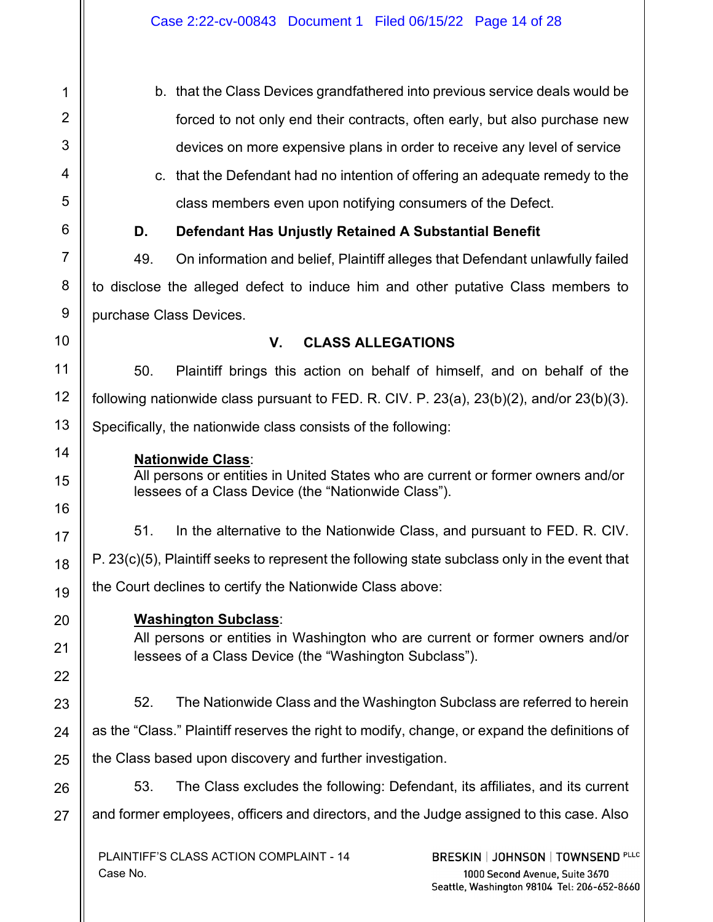b. that the Class Devices grandfathered into previous service deals would be forced to not only end their contracts, often early, but also purchase new devices on more expensive plans in order to receive any level of service

c. that the Defendant had no intention of offering an adequate remedy to the class members even upon notifying consumers of the Defect.

**D. Defendant Has Unjustly Retained A Substantial Benefit**

49. On information and belief, Plaintiff alleges that Defendant unlawfully failed to disclose the alleged defect to induce him and other putative Class members to purchase Class Devices.

## V. CLASS ALLEGATIONS

50. Plaintiff brings this action on behalf of himself, and on behalf of the following nationwide class pursuant to FED. R. CIV. P. 23(a), 23(b)(2), and/or 23(b)(3). Specifically, the nationwide class consists of the following:

> **Nationwide Class**:
> All persons or entities in United States who are current or former owners and/or lessees of a Class Device (the "Nationwide Class").

51. In the alternative to the Nationwide Class, and pursuant to FED. R. CIV. P. 23(c)(5), Plaintiff seeks to represent the following state subclass only in the event that the Court declines to certify the Nationwide Class above:

> **Washington Subclass**:
> All persons or entities in Washington who are current or former owners and/or lessees of a Class Device (the "Washington Subclass").

52. The Nationwide Class and the Washington Subclass are referred to herein as the "Class." Plaintiff reserves the right to modify, change, or expand the definitions of the Class based upon discovery and further investigation.

53. The Class excludes the following: Defendant, its affiliates, and its current and former employees, officers and directors, and the Judge assigned to this case. Also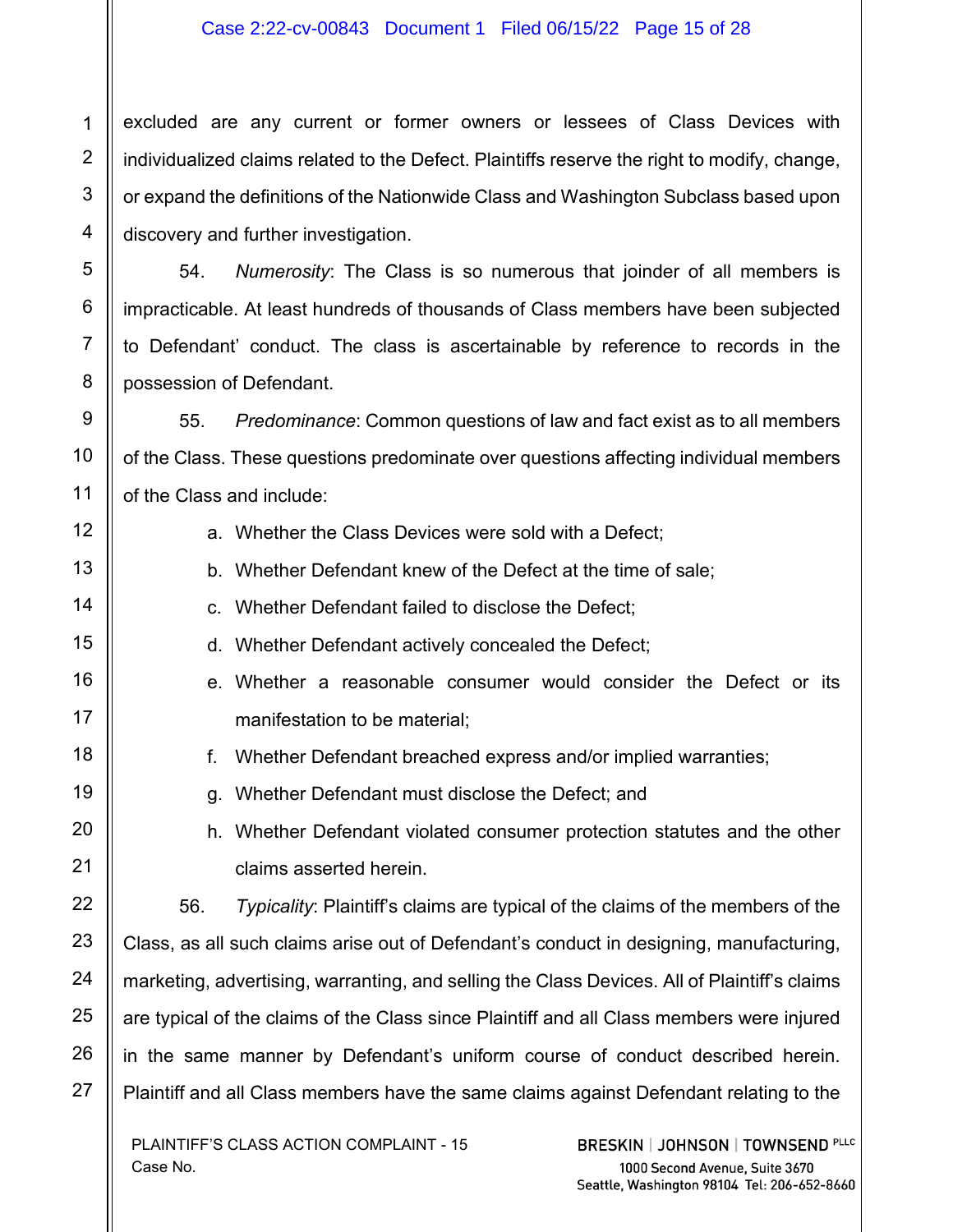excluded are any current or former owners or lessees of Class Devices with individualized claims related to the Defect. Plaintiffs reserve the right to modify, change, or expand the definitions of the Nationwide Class and Washington Subclass based upon discovery and further investigation.

54. *Numerosity*: The Class is so numerous that joinder of all members is impracticable. At least hundreds of thousands of Class members have been subjected to Defendant' conduct. The class is ascertainable by reference to records in the possession of Defendant.

55. *Predominance*: Common questions of law and fact exist as to all members of the Class. These questions predominate over questions affecting individual members of the Class and include:

a. Whether the Class Devices were sold with a Defect;

b. Whether Defendant knew of the Defect at the time of sale;

c. Whether Defendant failed to disclose the Defect;

d. Whether Defendant actively concealed the Defect;

e. Whether a reasonable consumer would consider the Defect or its manifestation to be material;

f. Whether Defendant breached express and/or implied warranties;

g. Whether Defendant must disclose the Defect; and

h. Whether Defendant violated consumer protection statutes and the other claims asserted herein.

56. *Typicality*: Plaintiff's claims are typical of the claims of the members of the Class, as all such claims arise out of Defendant's conduct in designing, manufacturing, marketing, advertising, warranting, and selling the Class Devices. All of Plaintiff's claims are typical of the claims of the Class since Plaintiff and all Class members were injured in the same manner by Defendant's uniform course of conduct described herein. Plaintiff and all Class members have the same claims against Defendant relating to the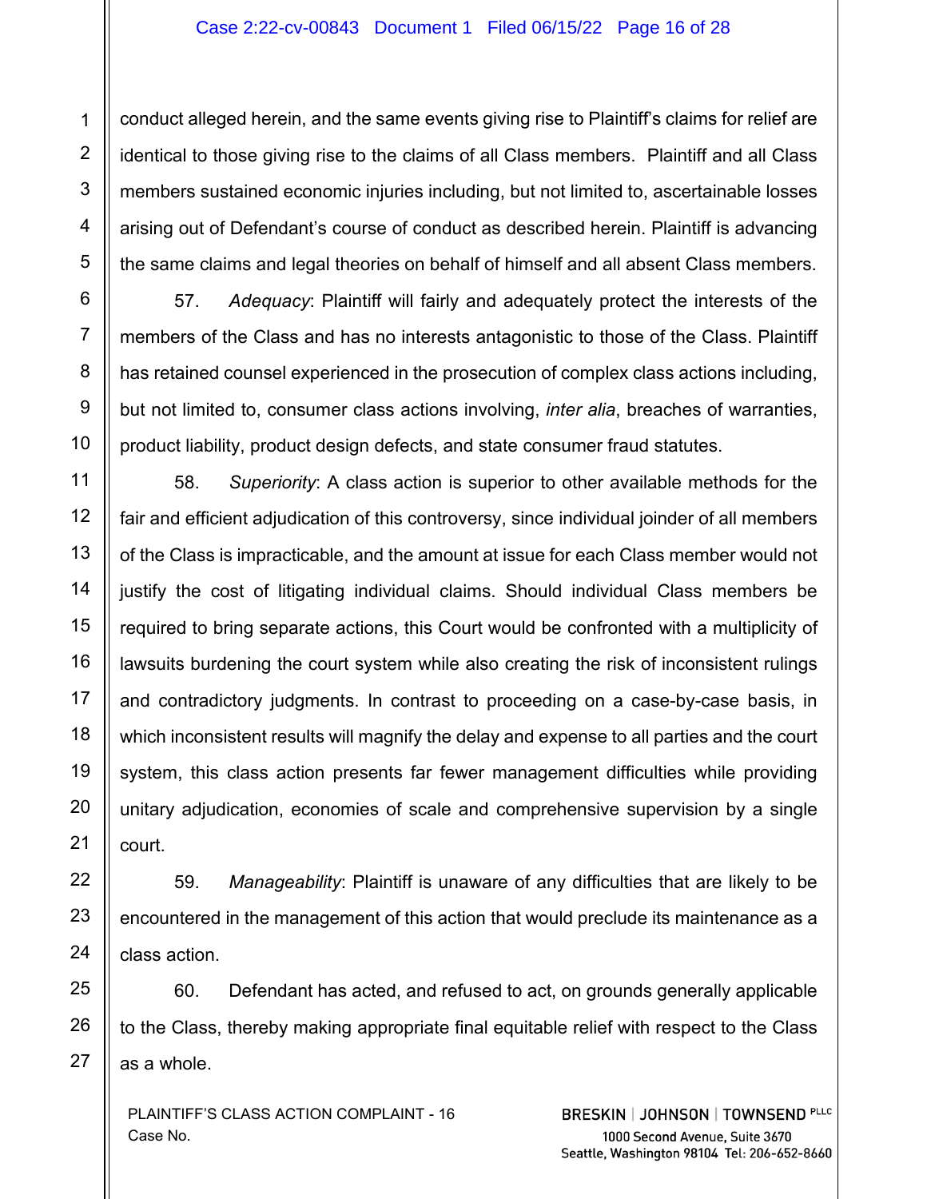conduct alleged herein, and the same events giving rise to Plaintiff's claims for relief are identical to those giving rise to the claims of all Class members. Plaintiff and all Class members sustained economic injuries including, but not limited to, ascertainable losses arising out of Defendant's course of conduct as described herein. Plaintiff is advancing the same claims and legal theories on behalf of himself and all absent Class members.

57. *Adequacy*: Plaintiff will fairly and adequately protect the interests of the members of the Class and has no interests antagonistic to those of the Class. Plaintiff has retained counsel experienced in the prosecution of complex class actions including, but not limited to, consumer class actions involving, *inter alia*, breaches of warranties, product liability, product design defects, and state consumer fraud statutes.

58. *Superiority*: A class action is superior to other available methods for the fair and efficient adjudication of this controversy, since individual joinder of all members of the Class is impracticable, and the amount at issue for each Class member would not justify the cost of litigating individual claims. Should individual Class members be required to bring separate actions, this Court would be confronted with a multiplicity of lawsuits burdening the court system while also creating the risk of inconsistent rulings and contradictory judgments. In contrast to proceeding on a case-by-case basis, in which inconsistent results will magnify the delay and expense to all parties and the court system, this class action presents far fewer management difficulties while providing unitary adjudication, economies of scale and comprehensive supervision by a single court.

59. *Manageability*: Plaintiff is unaware of any difficulties that are likely to be encountered in the management of this action that would preclude its maintenance as a class action.

60. Defendant has acted, and refused to act, on grounds generally applicable to the Class, thereby making appropriate final equitable relief with respect to the Class as a whole.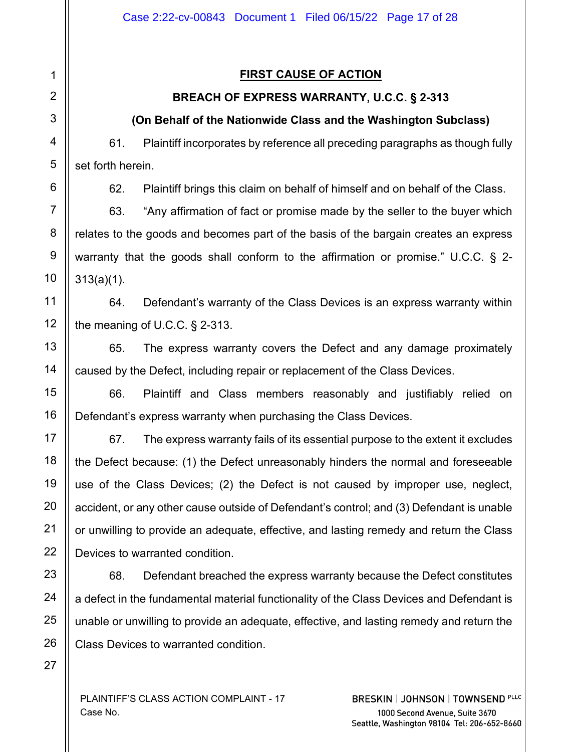**FIRST CAUSE OF ACTION**

**BREACH OF EXPRESS WARRANTY, U.C.C. § 2-313**

**(On Behalf of the Nationwide Class and the Washington Subclass)**

61. Plaintiff incorporates by reference all preceding paragraphs as though fully set forth herein.

62. Plaintiff brings this claim on behalf of himself and on behalf of the Class.

63. "Any affirmation of fact or promise made by the seller to the buyer which relates to the goods and becomes part of the basis of the bargain creates an express warranty that the goods shall conform to the affirmation or promise." U.C.C. § 2-313(a)(1).

64. Defendant's warranty of the Class Devices is an express warranty within the meaning of U.C.C. § 2-313.

65. The express warranty covers the Defect and any damage proximately caused by the Defect, including repair or replacement of the Class Devices.

66. Plaintiff and Class members reasonably and justifiably relied on Defendant's express warranty when purchasing the Class Devices.

67. The express warranty fails of its essential purpose to the extent it excludes the Defect because: (1) the Defect unreasonably hinders the normal and foreseeable use of the Class Devices; (2) the Defect is not caused by improper use, neglect, accident, or any other cause outside of Defendant's control; and (3) Defendant is unable or unwilling to provide an adequate, effective, and lasting remedy and return the Class Devices to warranted condition.

68. Defendant breached the express warranty because the Defect constitutes a defect in the fundamental material functionality of the Class Devices and Defendant is unable or unwilling to provide an adequate, effective, and lasting remedy and return the Class Devices to warranted condition.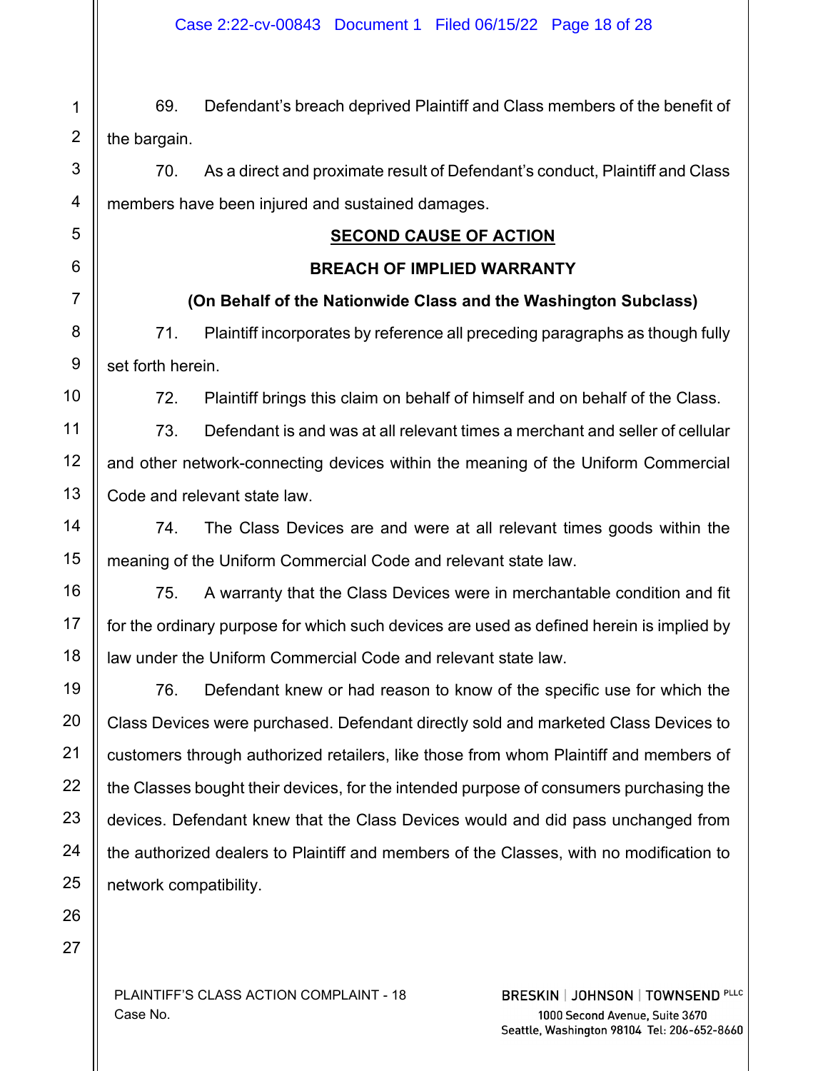69. Defendant's breach deprived Plaintiff and Class members of the benefit of the bargain.

70. As a direct and proximate result of Defendant's conduct, Plaintiff and Class members have been injured and sustained damages.

## SECOND CAUSE OF ACTION

### BREACH OF IMPLIED WARRANTY

### (On Behalf of the Nationwide Class and the Washington Subclass)

71. Plaintiff incorporates by reference all preceding paragraphs as though fully set forth herein.

72. Plaintiff brings this claim on behalf of himself and on behalf of the Class.

73. Defendant is and was at all relevant times a merchant and seller of cellular and other network-connecting devices within the meaning of the Uniform Commercial Code and relevant state law.

74. The Class Devices are and were at all relevant times goods within the meaning of the Uniform Commercial Code and relevant state law.

75. A warranty that the Class Devices were in merchantable condition and fit for the ordinary purpose for which such devices are used as defined herein is implied by law under the Uniform Commercial Code and relevant state law.

76. Defendant knew or had reason to know of the specific use for which the Class Devices were purchased. Defendant directly sold and marketed Class Devices to customers through authorized retailers, like those from whom Plaintiff and members of the Classes bought their devices, for the intended purpose of consumers purchasing the devices. Defendant knew that the Class Devices would and did pass unchanged from the authorized dealers to Plaintiff and members of the Classes, with no modification to network compatibility.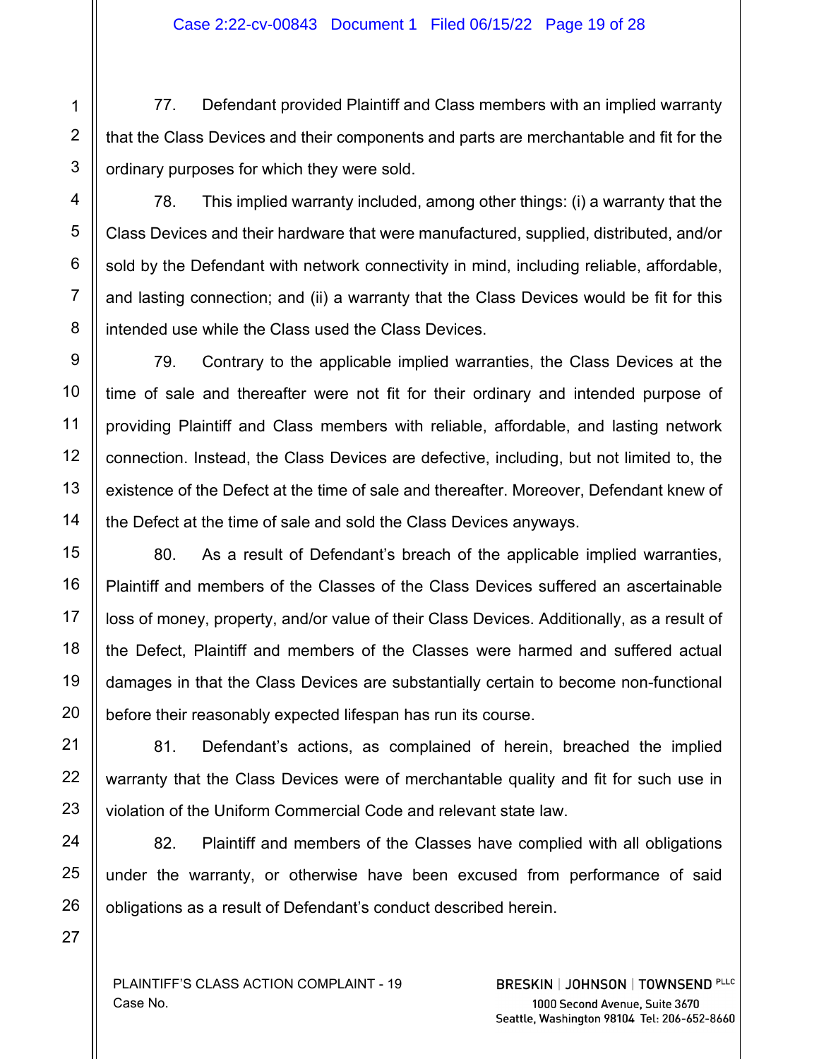77. Defendant provided Plaintiff and Class members with an implied warranty that the Class Devices and their components and parts are merchantable and fit for the ordinary purposes for which they were sold.

78. This implied warranty included, among other things: (i) a warranty that the Class Devices and their hardware that were manufactured, supplied, distributed, and/or sold by the Defendant with network connectivity in mind, including reliable, affordable, and lasting connection; and (ii) a warranty that the Class Devices would be fit for this intended use while the Class used the Class Devices.

79. Contrary to the applicable implied warranties, the Class Devices at the time of sale and thereafter were not fit for their ordinary and intended purpose of providing Plaintiff and Class members with reliable, affordable, and lasting network connection. Instead, the Class Devices are defective, including, but not limited to, the existence of the Defect at the time of sale and thereafter. Moreover, Defendant knew of the Defect at the time of sale and sold the Class Devices anyways.

80. As a result of Defendant's breach of the applicable implied warranties, Plaintiff and members of the Classes of the Class Devices suffered an ascertainable loss of money, property, and/or value of their Class Devices. Additionally, as a result of the Defect, Plaintiff and members of the Classes were harmed and suffered actual damages in that the Class Devices are substantially certain to become non-functional before their reasonably expected lifespan has run its course.

81. Defendant's actions, as complained of herein, breached the implied warranty that the Class Devices were of merchantable quality and fit for such use in violation of the Uniform Commercial Code and relevant state law.

82. Plaintiff and members of the Classes have complied with all obligations under the warranty, or otherwise have been excused from performance of said obligations as a result of Defendant's conduct described herein.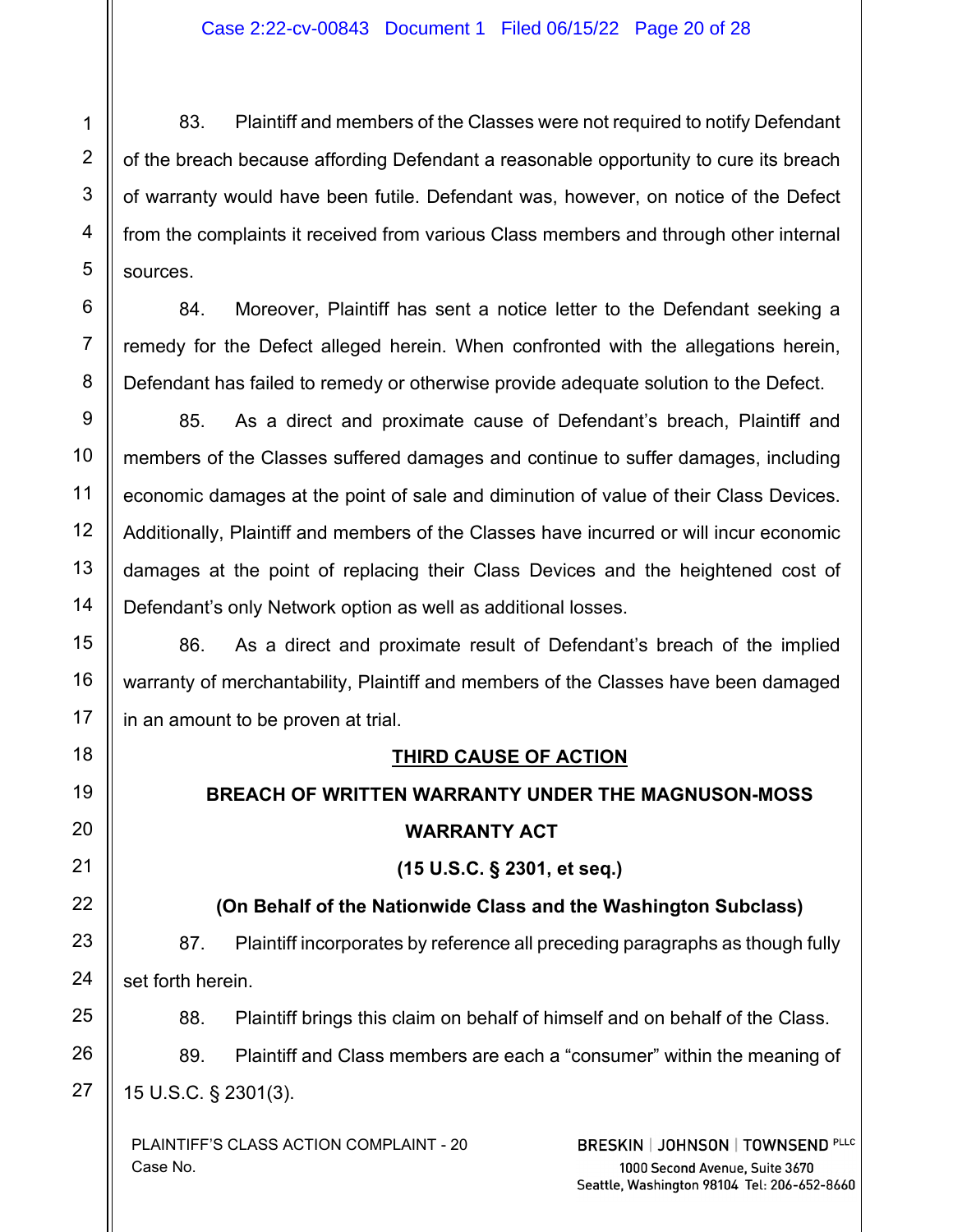83. Plaintiff and members of the Classes were not required to notify Defendant of the breach because affording Defendant a reasonable opportunity to cure its breach of warranty would have been futile. Defendant was, however, on notice of the Defect from the complaints it received from various Class members and through other internal sources.

84. Moreover, Plaintiff has sent a notice letter to the Defendant seeking a remedy for the Defect alleged herein. When confronted with the allegations herein, Defendant has failed to remedy or otherwise provide adequate solution to the Defect.

85. As a direct and proximate cause of Defendant's breach, Plaintiff and members of the Classes suffered damages and continue to suffer damages, including economic damages at the point of sale and diminution of value of their Class Devices. Additionally, Plaintiff and members of the Classes have incurred or will incur economic damages at the point of replacing their Class Devices and the heightened cost of Defendant's only Network option as well as additional losses.

86. As a direct and proximate result of Defendant's breach of the implied warranty of merchantability, Plaintiff and members of the Classes have been damaged in an amount to be proven at trial.

## THIRD CAUSE OF ACTION

**BREACH OF WRITTEN WARRANTY UNDER THE MAGNUSON-MOSS WARRANTY ACT**

**(15 U.S.C. § 2301, et seq.)**

**(On Behalf of the Nationwide Class and the Washington Subclass)**

87. Plaintiff incorporates by reference all preceding paragraphs as though fully set forth herein.

88. Plaintiff brings this claim on behalf of himself and on behalf of the Class.

89. Plaintiff and Class members are each a "consumer" within the meaning of 15 U.S.C. § 2301(3).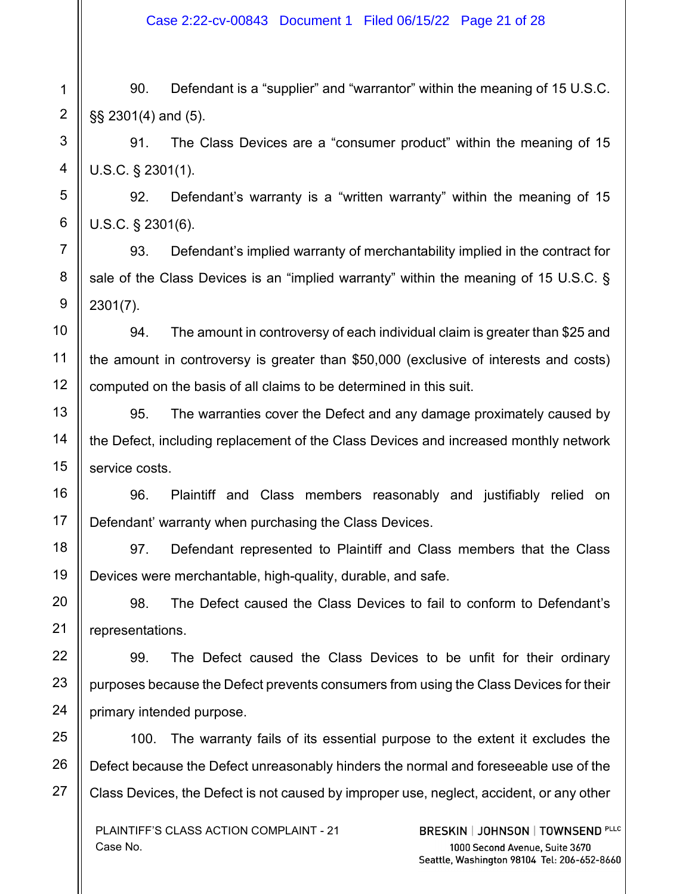90. Defendant is a "supplier" and "warrantor" within the meaning of 15 U.S.C. §§ 2301(4) and (5).

91. The Class Devices are a "consumer product" within the meaning of 15 U.S.C. § 2301(1).

92. Defendant's warranty is a "written warranty" within the meaning of 15 U.S.C. § 2301(6).

93. Defendant's implied warranty of merchantability implied in the contract for sale of the Class Devices is an "implied warranty" within the meaning of 15 U.S.C. § 2301(7).

94. The amount in controversy of each individual claim is greater than $25 and the amount in controversy is greater than $50,000 (exclusive of interests and costs) computed on the basis of all claims to be determined in this suit.

95. The warranties cover the Defect and any damage proximately caused by the Defect, including replacement of the Class Devices and increased monthly network service costs.

96. Plaintiff and Class members reasonably and justifiably relied on Defendant' warranty when purchasing the Class Devices.

97. Defendant represented to Plaintiff and Class members that the Class Devices were merchantable, high-quality, durable, and safe.

98. The Defect caused the Class Devices to fail to conform to Defendant's representations.

99. The Defect caused the Class Devices to be unfit for their ordinary purposes because the Defect prevents consumers from using the Class Devices for their primary intended purpose.

100. The warranty fails of its essential purpose to the extent it excludes the Defect because the Defect unreasonably hinders the normal and foreseeable use of the Class Devices, the Defect is not caused by improper use, neglect, accident, or any other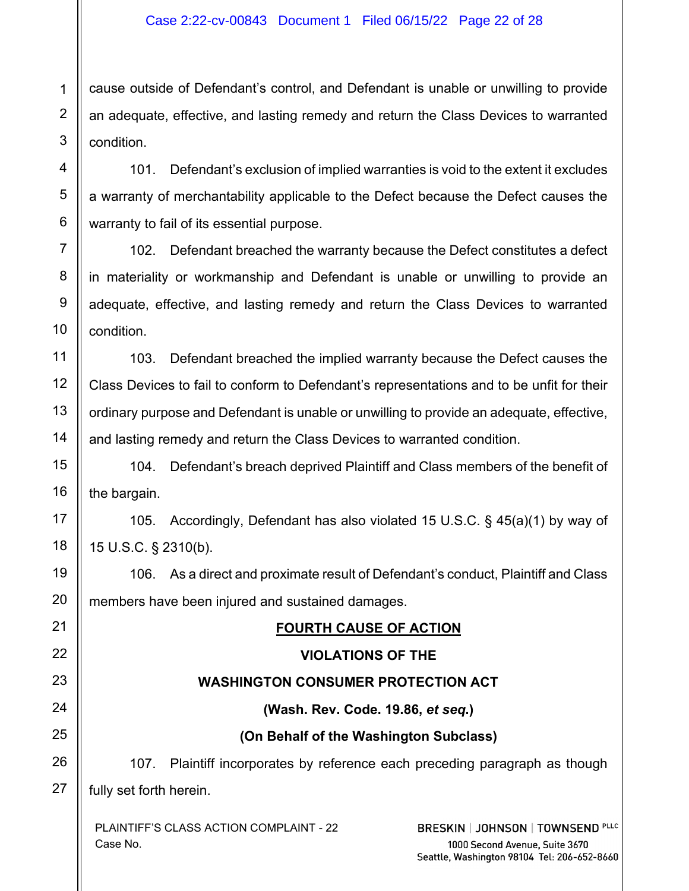cause outside of Defendant's control, and Defendant is unable or unwilling to provide an adequate, effective, and lasting remedy and return the Class Devices to warranted condition.

101. Defendant's exclusion of implied warranties is void to the extent it excludes a warranty of merchantability applicable to the Defect because the Defect causes the warranty to fail of its essential purpose.

102. Defendant breached the warranty because the Defect constitutes a defect in materiality or workmanship and Defendant is unable or unwilling to provide an adequate, effective, and lasting remedy and return the Class Devices to warranted condition.

103. Defendant breached the implied warranty because the Defect causes the Class Devices to fail to conform to Defendant's representations and to be unfit for their ordinary purpose and Defendant is unable or unwilling to provide an adequate, effective, and lasting remedy and return the Class Devices to warranted condition.

104. Defendant's breach deprived Plaintiff and Class members of the benefit of the bargain.

105. Accordingly, Defendant has also violated 15 U.S.C. § 45(a)(1) by way of 15 U.S.C. § 2310(b).

106. As a direct and proximate result of Defendant's conduct, Plaintiff and Class members have been injured and sustained damages.

## FOURTH CAUSE OF ACTION

## VIOLATIONS OF THE WASHINGTON CONSUMER PROTECTION ACT

**(Wash. Rev. Code. 19.86, *et seq.*)**

**(On Behalf of the Washington Subclass)**

107. Plaintiff incorporates by reference each preceding paragraph as though fully set forth herein.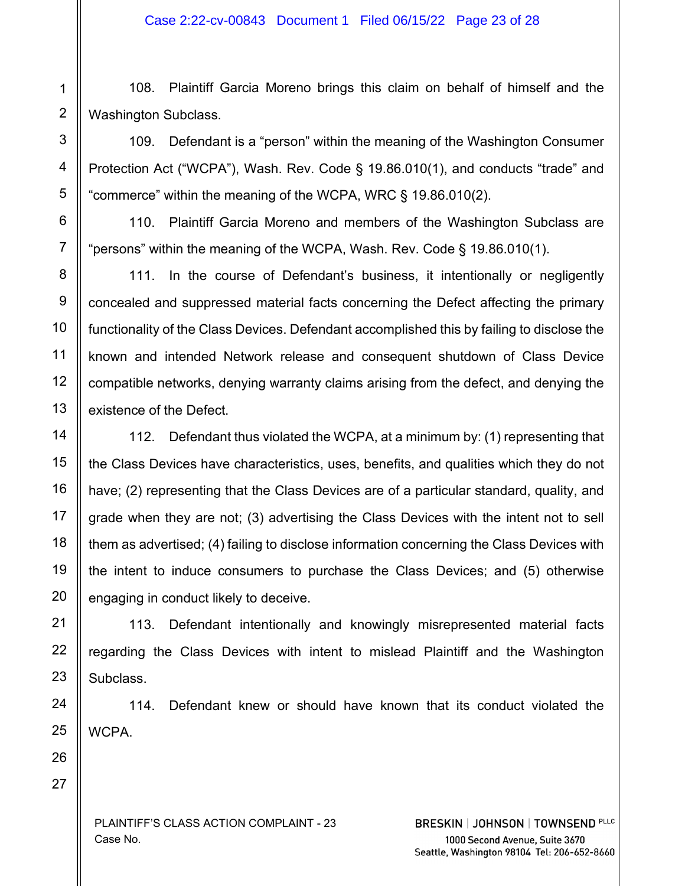108. Plaintiff Garcia Moreno brings this claim on behalf of himself and the Washington Subclass.

109. Defendant is a "person" within the meaning of the Washington Consumer Protection Act ("WCPA"), Wash. Rev. Code § 19.86.010(1), and conducts "trade" and "commerce" within the meaning of the WCPA, WRC § 19.86.010(2).

110. Plaintiff Garcia Moreno and members of the Washington Subclass are "persons" within the meaning of the WCPA, Wash. Rev. Code § 19.86.010(1).

111. In the course of Defendant's business, it intentionally or negligently concealed and suppressed material facts concerning the Defect affecting the primary functionality of the Class Devices. Defendant accomplished this by failing to disclose the known and intended Network release and consequent shutdown of Class Device compatible networks, denying warranty claims arising from the defect, and denying the existence of the Defect.

112. Defendant thus violated the WCPA, at a minimum by: (1) representing that the Class Devices have characteristics, uses, benefits, and qualities which they do not have; (2) representing that the Class Devices are of a particular standard, quality, and grade when they are not; (3) advertising the Class Devices with the intent not to sell them as advertised; (4) failing to disclose information concerning the Class Devices with the intent to induce consumers to purchase the Class Devices; and (5) otherwise engaging in conduct likely to deceive.

113. Defendant intentionally and knowingly misrepresented material facts regarding the Class Devices with intent to mislead Plaintiff and the Washington Subclass.

114. Defendant knew or should have known that its conduct violated the WCPA.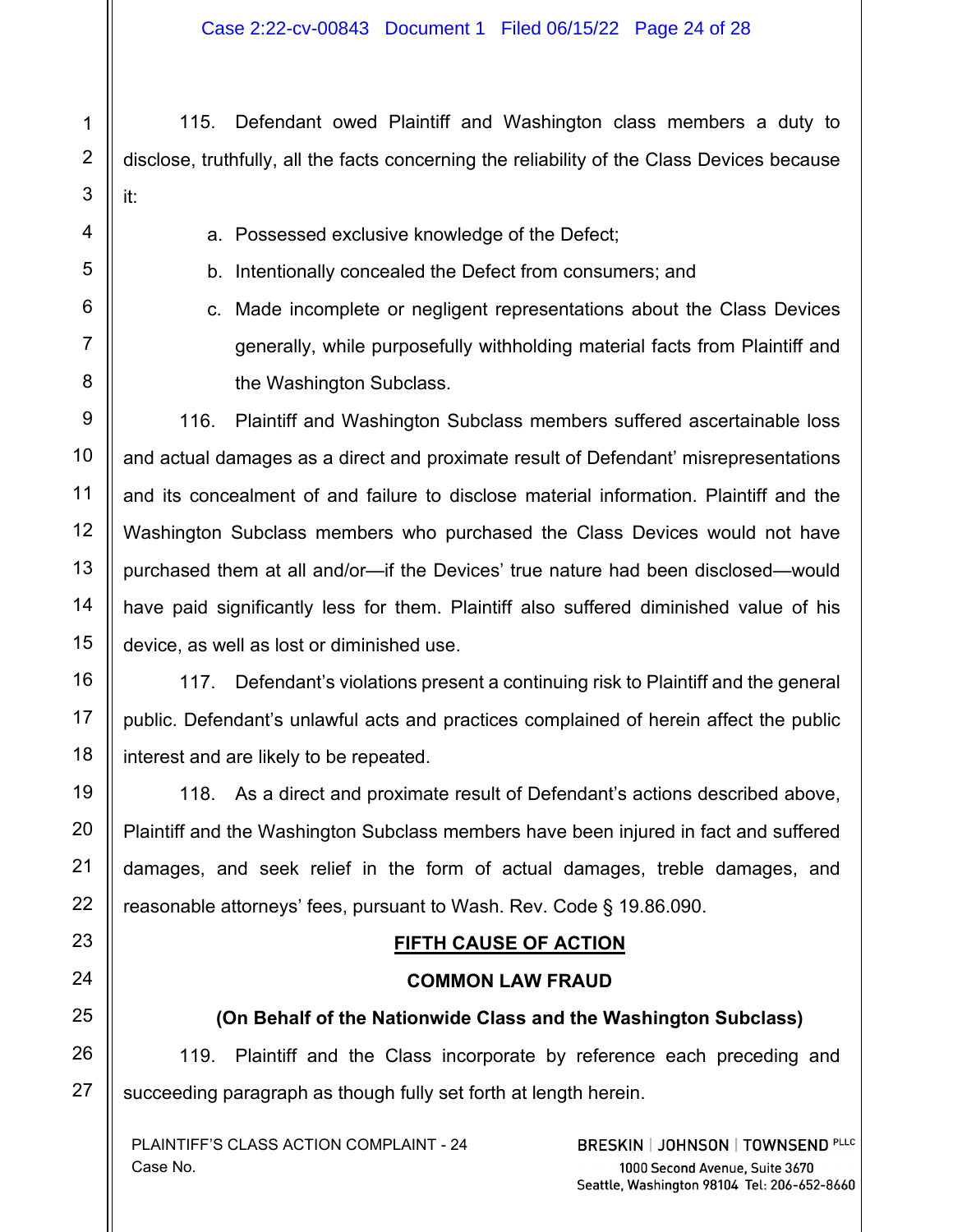115. Defendant owed Plaintiff and Washington class members a duty to disclose, truthfully, all the facts concerning the reliability of the Class Devices because it:

a. Possessed exclusive knowledge of the Defect;

b. Intentionally concealed the Defect from consumers; and

c. Made incomplete or negligent representations about the Class Devices generally, while purposefully withholding material facts from Plaintiff and the Washington Subclass.

116. Plaintiff and Washington Subclass members suffered ascertainable loss and actual damages as a direct and proximate result of Defendant' misrepresentations and its concealment of and failure to disclose material information. Plaintiff and the Washington Subclass members who purchased the Class Devices would not have purchased them at all and/or—if the Devices' true nature had been disclosed—would have paid significantly less for them. Plaintiff also suffered diminished value of his device, as well as lost or diminished use.

117. Defendant's violations present a continuing risk to Plaintiff and the general public. Defendant's unlawful acts and practices complained of herein affect the public interest and are likely to be repeated.

118. As a direct and proximate result of Defendant's actions described above, Plaintiff and the Washington Subclass members have been injured in fact and suffered damages, and seek relief in the form of actual damages, treble damages, and reasonable attorneys' fees, pursuant to Wash. Rev. Code § 19.86.090.

## FIFTH CAUSE OF ACTION

### COMMON LAW FRAUD

### (On Behalf of the Nationwide Class and the Washington Subclass)

119. Plaintiff and the Class incorporate by reference each preceding and succeeding paragraph as though fully set forth at length herein.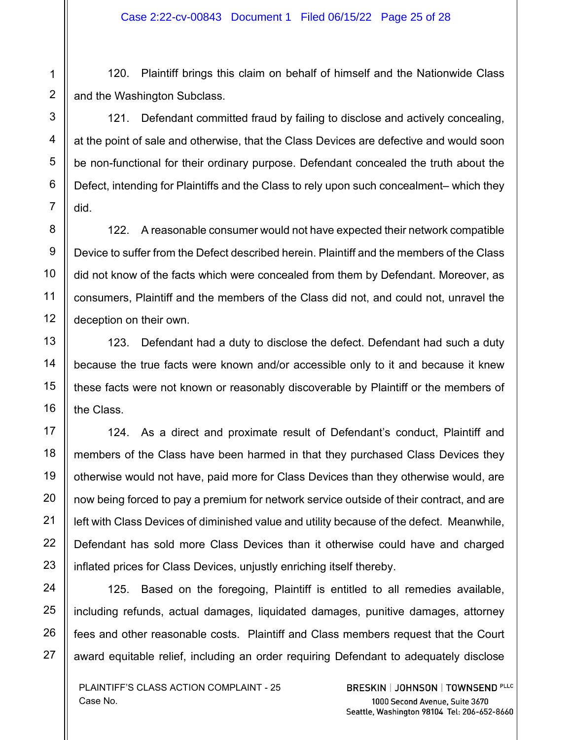120. Plaintiff brings this claim on behalf of himself and the Nationwide Class and the Washington Subclass.

121. Defendant committed fraud by failing to disclose and actively concealing, at the point of sale and otherwise, that the Class Devices are defective and would soon be non-functional for their ordinary purpose. Defendant concealed the truth about the Defect, intending for Plaintiffs and the Class to rely upon such concealment– which they did.

122. A reasonable consumer would not have expected their network compatible Device to suffer from the Defect described herein. Plaintiff and the members of the Class did not know of the facts which were concealed from them by Defendant. Moreover, as consumers, Plaintiff and the members of the Class did not, and could not, unravel the deception on their own.

123. Defendant had a duty to disclose the defect. Defendant had such a duty because the true facts were known and/or accessible only to it and because it knew these facts were not known or reasonably discoverable by Plaintiff or the members of the Class.

124. As a direct and proximate result of Defendant's conduct, Plaintiff and members of the Class have been harmed in that they purchased Class Devices they otherwise would not have, paid more for Class Devices than they otherwise would, are now being forced to pay a premium for network service outside of their contract, and are left with Class Devices of diminished value and utility because of the defect. Meanwhile, Defendant has sold more Class Devices than it otherwise could have and charged inflated prices for Class Devices, unjustly enriching itself thereby.

125. Based on the foregoing, Plaintiff is entitled to all remedies available, including refunds, actual damages, liquidated damages, punitive damages, attorney fees and other reasonable costs. Plaintiff and Class members request that the Court award equitable relief, including an order requiring Defendant to adequately disclose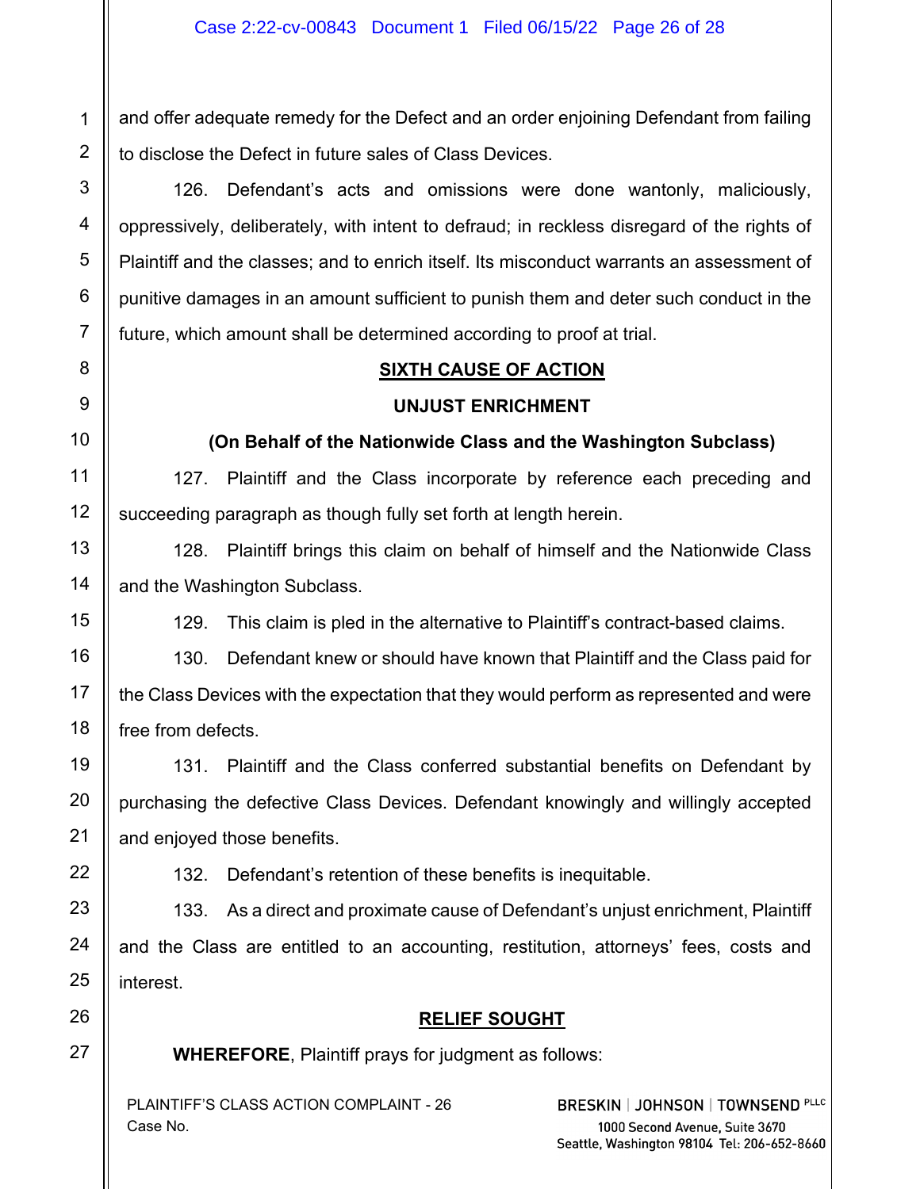and offer adequate remedy for the Defect and an order enjoining Defendant from failing to disclose the Defect in future sales of Class Devices.

126. Defendant's acts and omissions were done wantonly, maliciously, oppressively, deliberately, with intent to defraud; in reckless disregard of the rights of Plaintiff and the classes; and to enrich itself. Its misconduct warrants an assessment of punitive damages in an amount sufficient to punish them and deter such conduct in the future, which amount shall be determined according to proof at trial.

## SIXTH CAUSE OF ACTION

## UNJUST ENRICHMENT

### (On Behalf of the Nationwide Class and the Washington Subclass)

127. Plaintiff and the Class incorporate by reference each preceding and succeeding paragraph as though fully set forth at length herein.

128. Plaintiff brings this claim on behalf of himself and the Nationwide Class and the Washington Subclass.

129. This claim is pled in the alternative to Plaintiff's contract-based claims.

130. Defendant knew or should have known that Plaintiff and the Class paid for the Class Devices with the expectation that they would perform as represented and were free from defects.

131. Plaintiff and the Class conferred substantial benefits on Defendant by purchasing the defective Class Devices. Defendant knowingly and willingly accepted and enjoyed those benefits.

132. Defendant's retention of these benefits is inequitable.

133. As a direct and proximate cause of Defendant's unjust enrichment, Plaintiff and the Class are entitled to an accounting, restitution, attorneys' fees, costs and interest.

## RELIEF SOUGHT

**WHEREFORE**, Plaintiff prays for judgment as follows: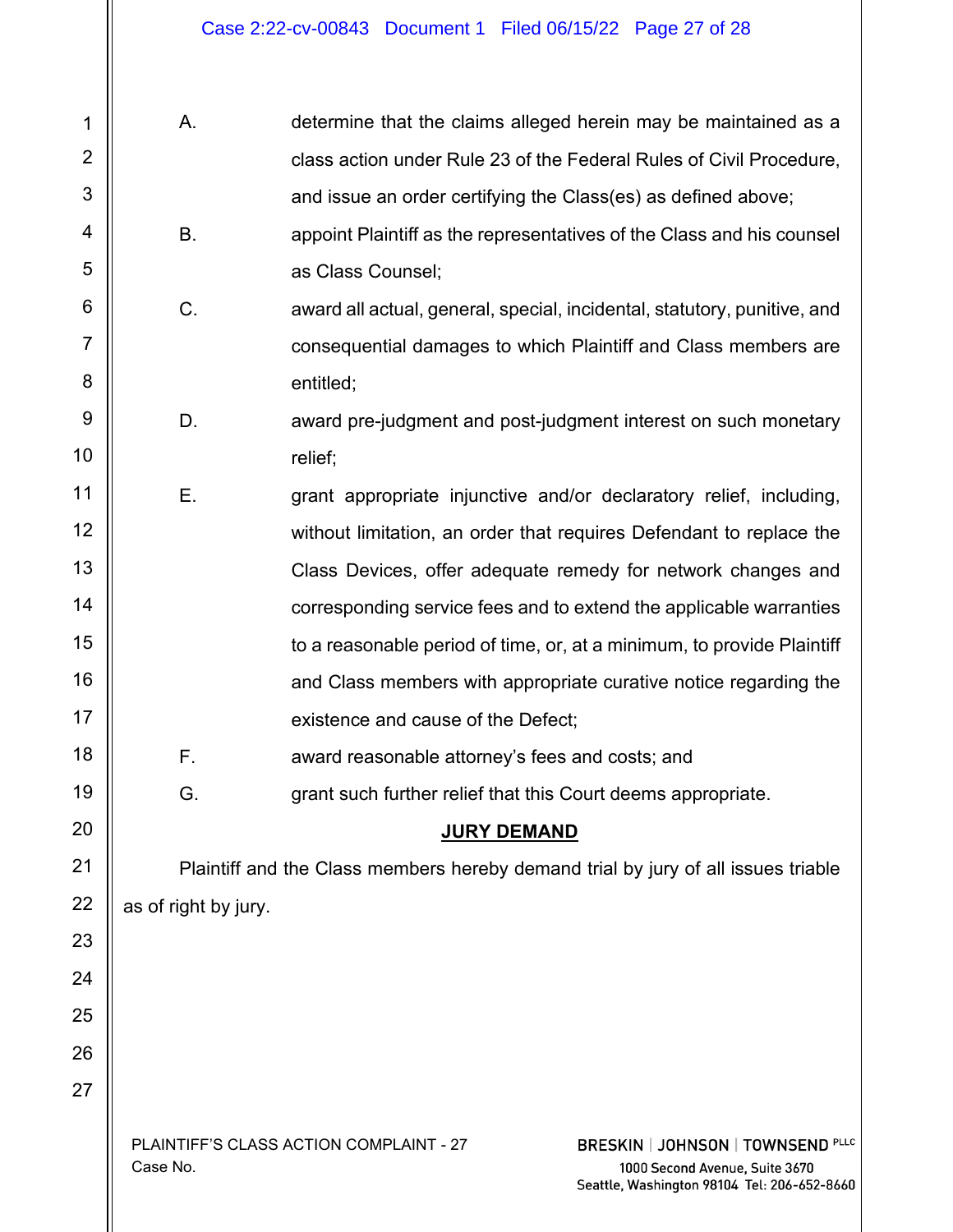A. determine that the claims alleged herein may be maintained as a class action under Rule 23 of the Federal Rules of Civil Procedure, and issue an order certifying the Class(es) as defined above;

B. appoint Plaintiff as the representatives of the Class and his counsel as Class Counsel;

C. award all actual, general, special, incidental, statutory, punitive, and consequential damages to which Plaintiff and Class members are entitled;

D. award pre-judgment and post-judgment interest on such monetary relief;

E. grant appropriate injunctive and/or declaratory relief, including, without limitation, an order that requires Defendant to replace the Class Devices, offer adequate remedy for network changes and corresponding service fees and to extend the applicable warranties to a reasonable period of time, or, at a minimum, to provide Plaintiff and Class members with appropriate curative notice regarding the existence and cause of the Defect;

F. award reasonable attorney's fees and costs; and

G. grant such further relief that this Court deems appropriate.

## JURY DEMAND

Plaintiff and the Class members hereby demand trial by jury of all issues triable as of right by jury.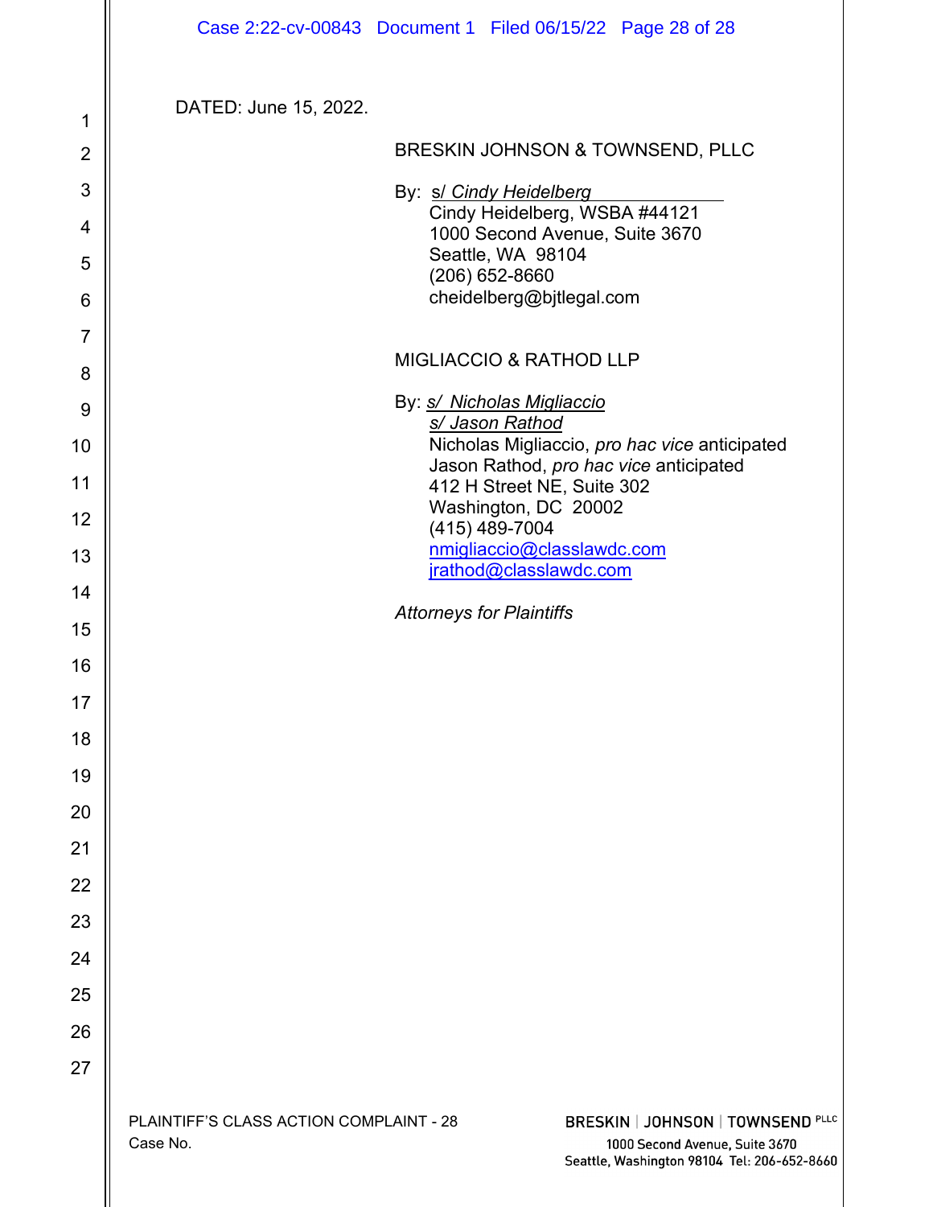DATED: June 15, 2022.

BRESKIN JOHNSON & TOWNSEND, PLLC

By: *s/ Cindy Heidelberg*
Cindy Heidelberg, WSBA #44121
1000 Second Avenue, Suite 3670
Seattle, WA 98104
(206) 652-8660
cheidelberg@bjtlegal.com

MIGLIACCIO & RATHOD LLP

By: *s/ Nicholas Migliaccio*
*s/ Jason Rathod*
Nicholas Migliaccio, *pro hac vice* anticipated
Jason Rathod, *pro hac vice* anticipated
412 H Street NE, Suite 302
Washington, DC 20002
(415) 489-7004
nmigliaccio@classlawdc.com
jrathod@classlawdc.com

*Attorneys for Plaintiffs*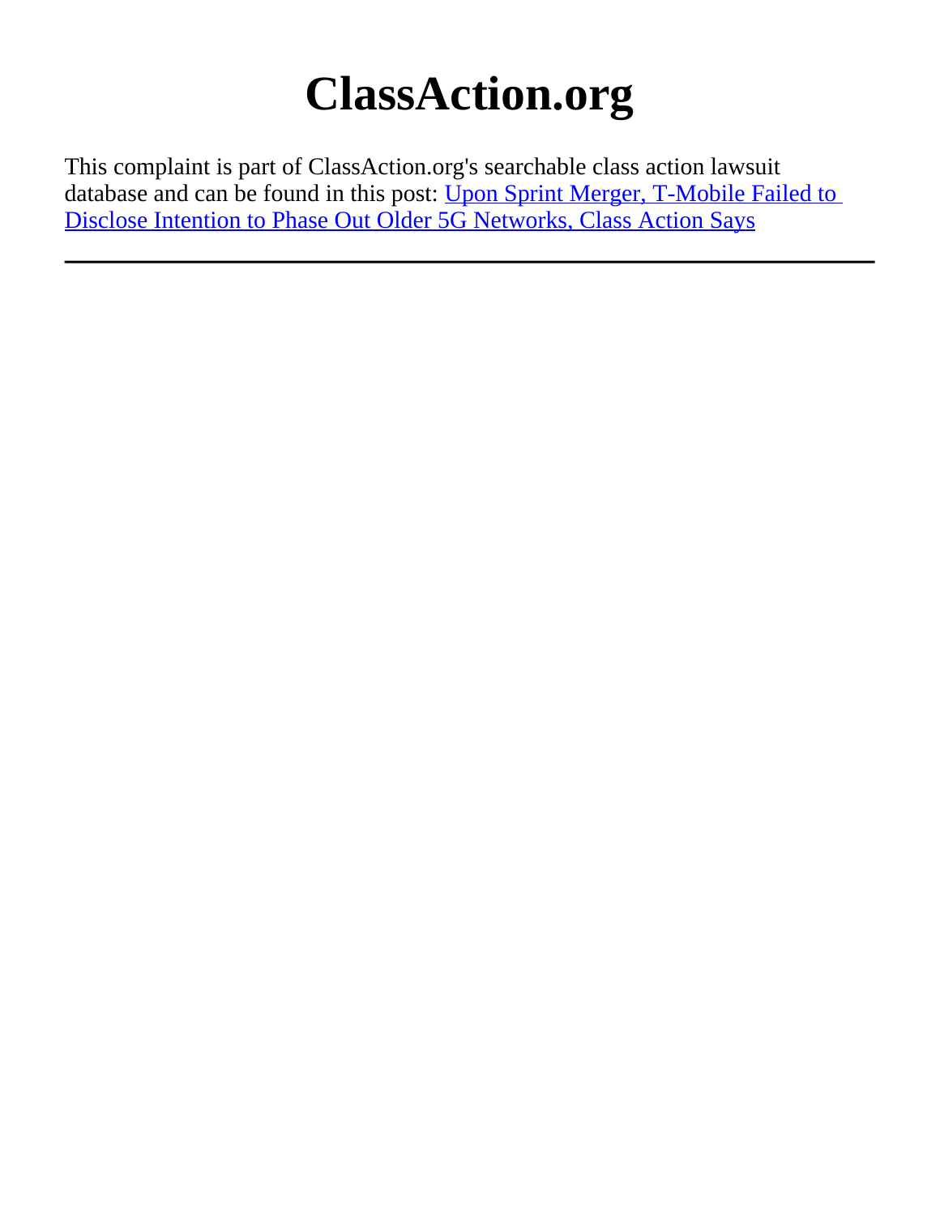# ClassAction.org

This complaint is part of ClassAction.org's searchable class action lawsuit database and can be found in this post: [Upon Sprint Merger, T-Mobile Failed to Disclose Intention to Phase Out Older 5G Networks, Class Action Says]

---